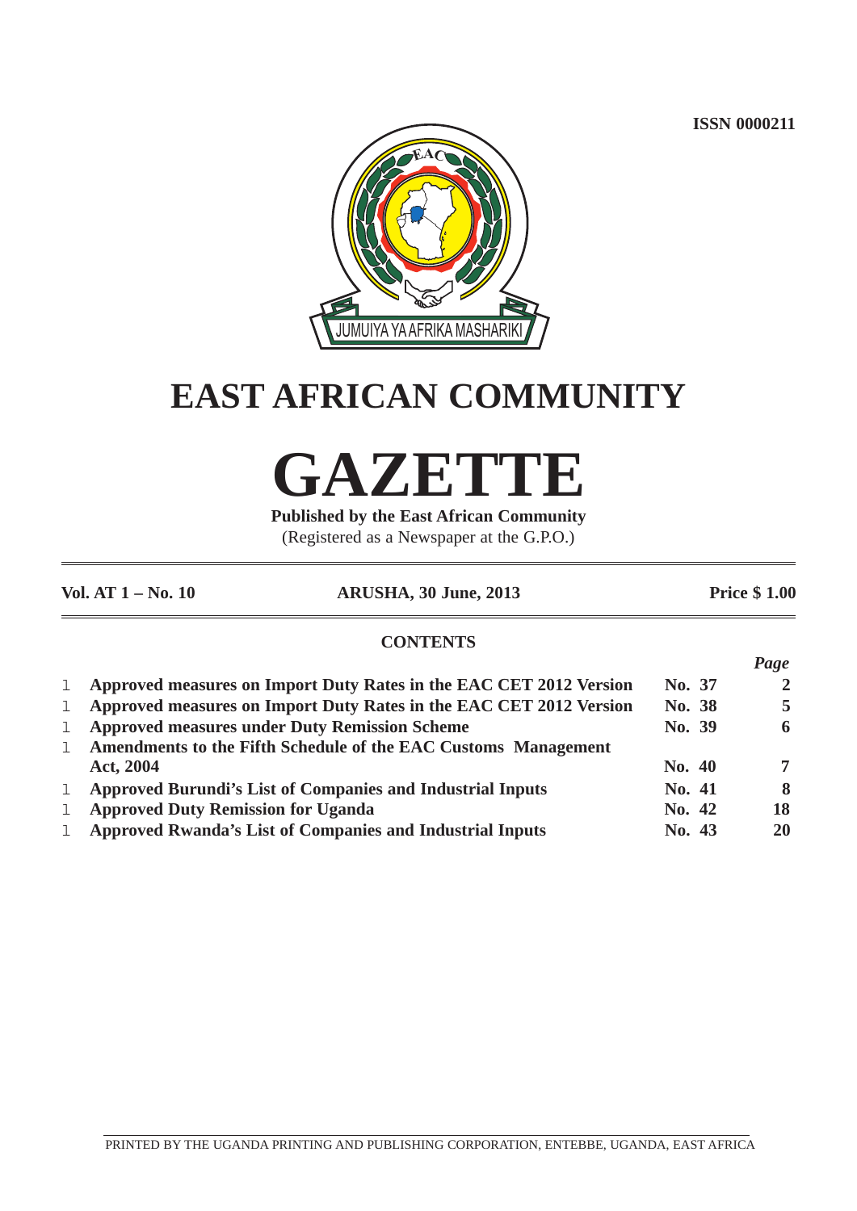**ISSN 0000211**

JUMUIYA YA AFRIKA MASHARIKI

# EAST AFRICAN COMMUNITY

# GAZETTE

**Published by the East African Community**

(Registered as a Newspaper at the G.P.O.)

**Vol. AT 1 – No. 10** **ARUSHA, 30 June, 2013** **Price $ 1.00**

## CONTENTS

| | | *Page* |
|---|---|---|
| **Approved measures on Import Duty Rates in the EAC CET 2012 Version** | **No. 37** | **2** |
| **Approved measures on Import Duty Rates in the EAC CET 2012 Version** | **No. 38** | **5** |
| **Approved measures under Duty Remission Scheme** | **No. 39** | **6** |
| **Amendments to the Fifth Schedule of the EAC Customs Management Act, 2004** | **No. 40** | **7** |
| **Approved Burundi's List of Companies and Industrial Inputs** | **No. 41** | **8** |
| **Approved Duty Remission for Uganda** | **No. 42** | **18** |
| **Approved Rwanda's List of Companies and Industrial Inputs** | **No. 43** | **20** |

PRINTED BY THE UGANDA PRINTING AND PUBLISHING CORPORATION, ENTEBBE, UGANDA, EAST AFRICA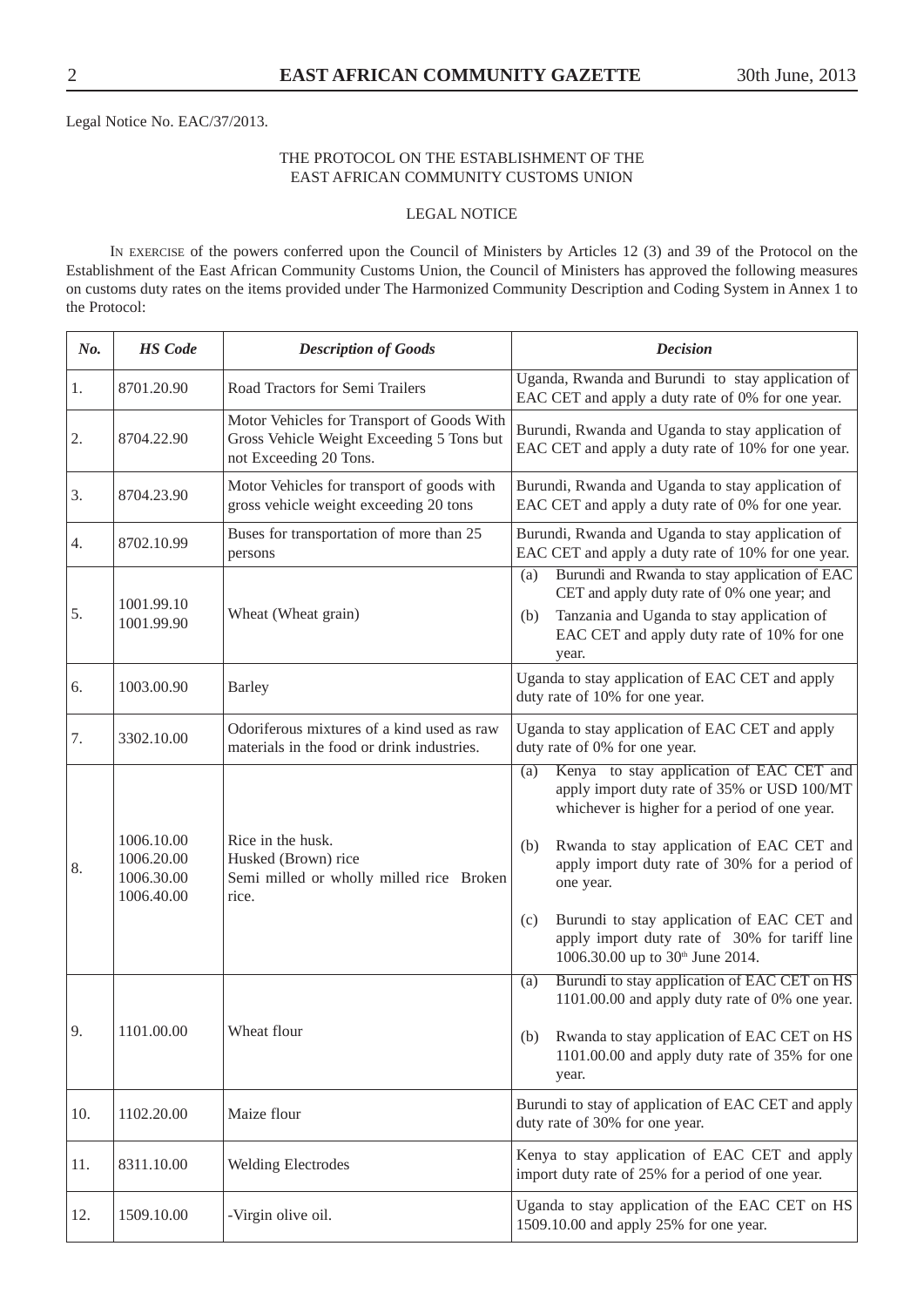Legal Notice No. EAC/37/2013.

THE PROTOCOL ON THE ESTABLISHMENT OF THE EAST AFRICAN COMMUNITY CUSTOMS UNION

LEGAL NOTICE

IN EXERCISE of the powers conferred upon the Council of Ministers by Articles 12 (3) and 39 of the Protocol on the Establishment of the East African Community Customs Union, the Council of Ministers has approved the following measures on customs duty rates on the items provided under The Harmonized Community Description and Coding System in Annex 1 to the Protocol:

| ***No.*** | ***HS Code*** | ***Description of Goods*** | ***Decision*** |
|---|---|---|---|
| 1. | 8701.20.90 | Road Tractors for Semi Trailers | Uganda, Rwanda and Burundi to stay application of EAC CET and apply a duty rate of 0% for one year. |
| 2. | 8704.22.90 | Motor Vehicles for Transport of Goods With Gross Vehicle Weight Exceeding 5 Tons but not Exceeding 20 Tons. | Burundi, Rwanda and Uganda to stay application of EAC CET and apply a duty rate of 10% for one year. |
| 3. | 8704.23.90 | Motor Vehicles for transport of goods with gross vehicle weight exceeding 20 tons | Burundi, Rwanda and Uganda to stay application of EAC CET and apply a duty rate of 0% for one year. |
| 4. | 8702.10.99 | Buses for transportation of more than 25 persons | Burundi, Rwanda and Uganda to stay application of EAC CET and apply a duty rate of 10% for one year. |
| 5. | 1001.99.10<br>1001.99.90 | Wheat (Wheat grain) | (a) Burundi and Rwanda to stay application of EAC CET and apply duty rate of 0% one year; and<br>(b) Tanzania and Uganda to stay application of EAC CET and apply duty rate of 10% for one year. |
| 6. | 1003.00.90 | Barley | Uganda to stay application of EAC CET and apply duty rate of 10% for one year. |
| 7. | 3302.10.00 | Odoriferous mixtures of a kind used as raw materials in the food or drink industries. | Uganda to stay application of EAC CET and apply duty rate of 0% for one year. |
| 8. | 1006.10.00<br>1006.20.00<br>1006.30.00<br>1006.40.00 | Rice in the husk.<br>Husked (Brown) rice<br>Semi milled or wholly milled rice Broken rice. | (a) Kenya to stay application of EAC CET and apply import duty rate of 35% or USD 100/MT whichever is higher for a period of one year.<br>(b) Rwanda to stay application of EAC CET and apply import duty rate of 30% for a period of one year.<br>(c) Burundi to stay application of EAC CET and apply import duty rate of 30% for tariff line 1006.30.00 up to 30th June 2014. |
| 9. | 1101.00.00 | Wheat flour | (a) Burundi to stay application of EAC CET on HS 1101.00.00 and apply duty rate of 0% one year.<br>(b) Rwanda to stay application of EAC CET on HS 1101.00.00 and apply duty rate of 35% for one year. |
| 10. | 1102.20.00 | Maize flour | Burundi to stay of application of EAC CET and apply duty rate of 30% for one year. |
| 11. | 8311.10.00 | Welding Electrodes | Kenya to stay application of EAC CET and apply import duty rate of 25% for a period of one year. |
| 12. | 1509.10.00 | -Virgin olive oil. | Uganda to stay application of the EAC CET on HS 1509.10.00 and apply 25% for one year. |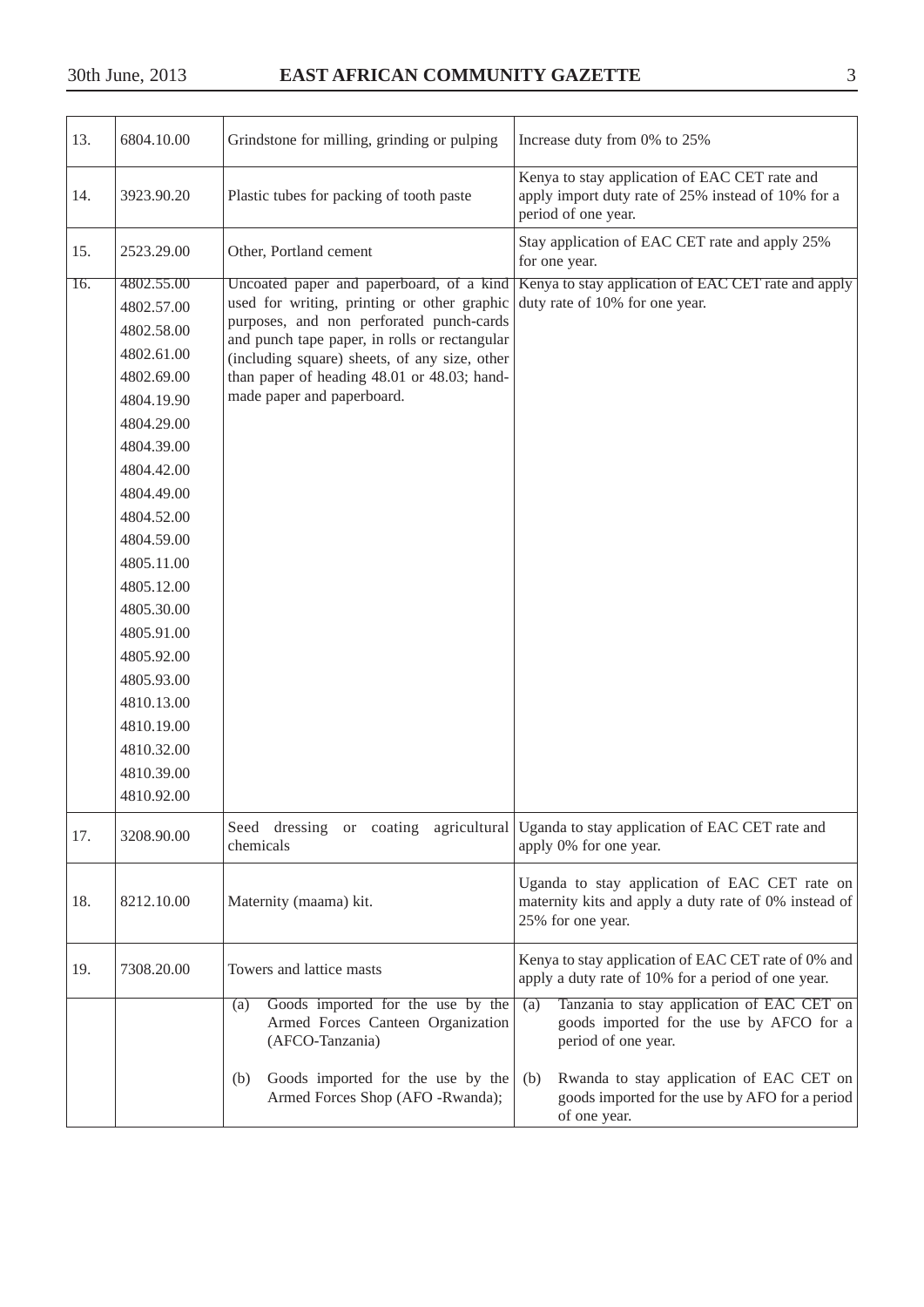| 13. | 6804.10.00 | Grindstone for milling, grinding or pulping | Increase duty from 0% to 25% |
|---|---|---|---|
| 14. | 3923.90.20 | Plastic tubes for packing of tooth paste | Kenya to stay application of EAC CET rate and apply import duty rate of 25% instead of 10% for a period of one year. |
| 15. | 2523.29.00 | Other, Portland cement | Stay application of EAC CET rate and apply 25% for one year. |
| 16. | 4802.55.00<br>4802.57.00<br>4802.58.00<br>4802.61.00<br>4802.69.00<br>4804.19.90<br>4804.29.00<br>4804.39.00<br>4804.42.00<br>4804.49.00<br>4804.52.00<br>4804.59.00<br>4805.11.00<br>4805.12.00<br>4805.30.00<br>4805.91.00<br>4805.92.00<br>4805.93.00<br>4810.13.00<br>4810.19.00<br>4810.32.00<br>4810.39.00<br>4810.92.00 | Uncoated paper and paperboard, of a kind used for writing, printing or other graphic purposes, and non perforated punch-cards and punch tape paper, in rolls or rectangular (including square) sheets, of any size, other than paper of heading 48.01 or 48.03; hand-made paper and paperboard. | Kenya to stay application of EAC CET rate and apply duty rate of 10% for one year. |
| 17. | 3208.90.00 | Seed dressing or coating agricultural chemicals | Uganda to stay application of EAC CET rate and apply 0% for one year. |
| 18. | 8212.10.00 | Maternity (maama) kit. | Uganda to stay application of EAC CET rate on maternity kits and apply a duty rate of 0% instead of 25% for one year. |
| 19. | 7308.20.00 | Towers and lattice masts | Kenya to stay application of EAC CET rate of 0% and apply a duty rate of 10% for a period of one year. |
| | | (a) Goods imported for the use by the Armed Forces Canteen Organization (AFCO-Tanzania)<br><br>(b) Goods imported for the use by the Armed Forces Shop (AFO -Rwanda); | (a) Tanzania to stay application of EAC CET on goods imported for the use by AFCO for a period of one year.<br><br>(b) Rwanda to stay application of EAC CET on goods imported for the use by AFO for a period of one year. |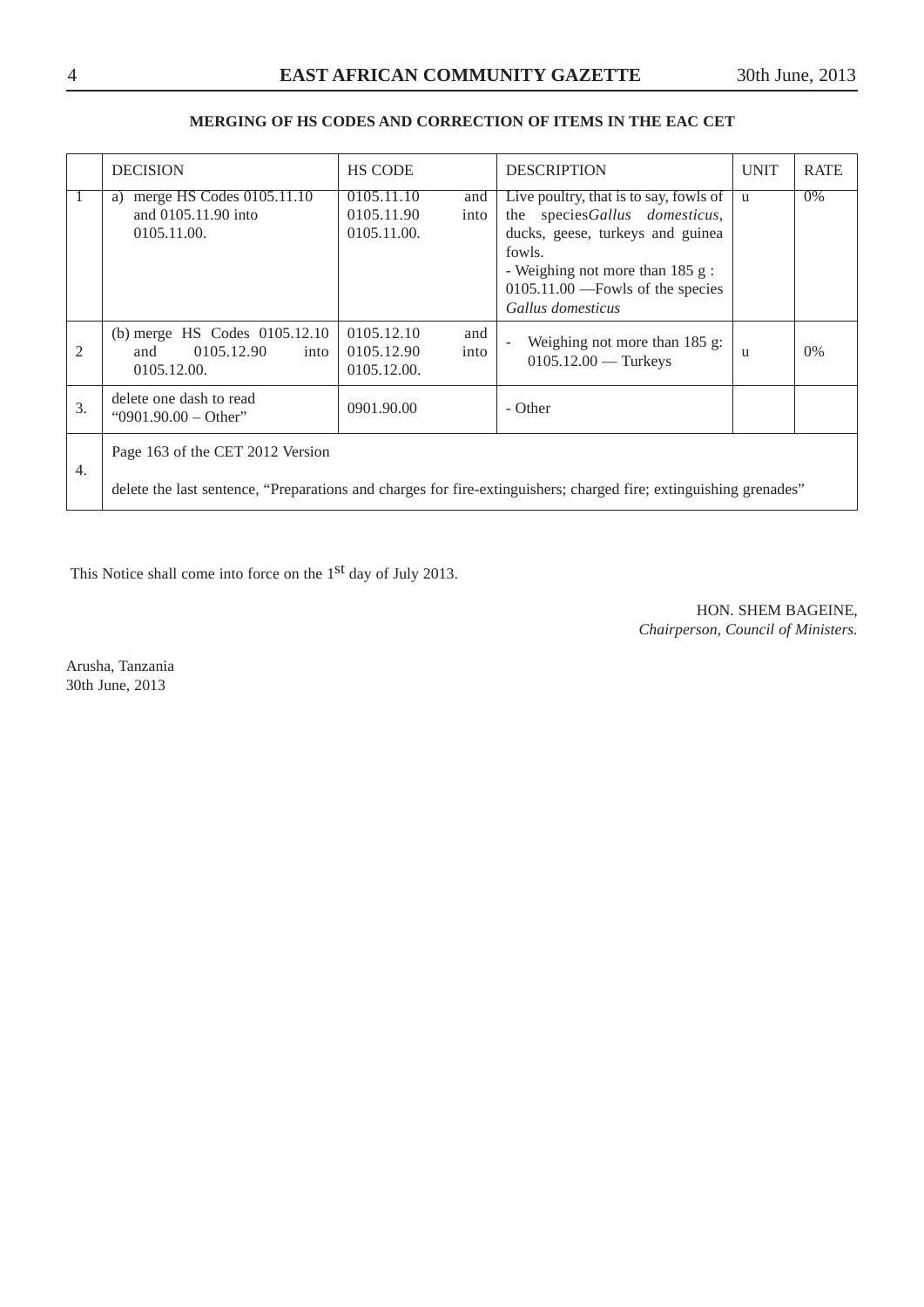## MERGING OF HS CODES AND CORRECTION OF ITEMS IN THE EAC CET

| | DECISION | HS CODE | DESCRIPTION | UNIT | RATE |
|---|---|---|---|---|---|
| 1 | a) merge HS Codes 0105.11.10 and 0105.11.90 into 0105.11.00. | 0105.11.10 and 0105.11.90 into 0105.11.00. | Live poultry, that is to say, fowls of the species *Gallus domesticus*, ducks, geese, turkeys and guinea fowls.<br>- Weighing not more than 185 g :<br>0105.11.00 —Fowls of the species *Gallus domesticus* | u | 0% |
| 2 | (b) merge HS Codes 0105.12.10 and 0105.12.90 into 0105.12.00. | 0105.12.10 and 0105.12.90 into 0105.12.00. | - Weighing not more than 185 g:<br>0105.12.00 — Turkeys | u | 0% |
| 3. | delete one dash to read "0901.90.00 – Other" | 0901.90.00 | - Other | | |
| 4. | Page 163 of the CET 2012 Version<br><br>delete the last sentence, "Preparations and charges for fire-extinguishers; charged fire; extinguishing grenades" | | | | |

This Notice shall come into force on the 1st day of July 2013.

HON. SHEM BAGEINE,
*Chairperson, Council of Ministers.*

Arusha, Tanzania
30th June, 2013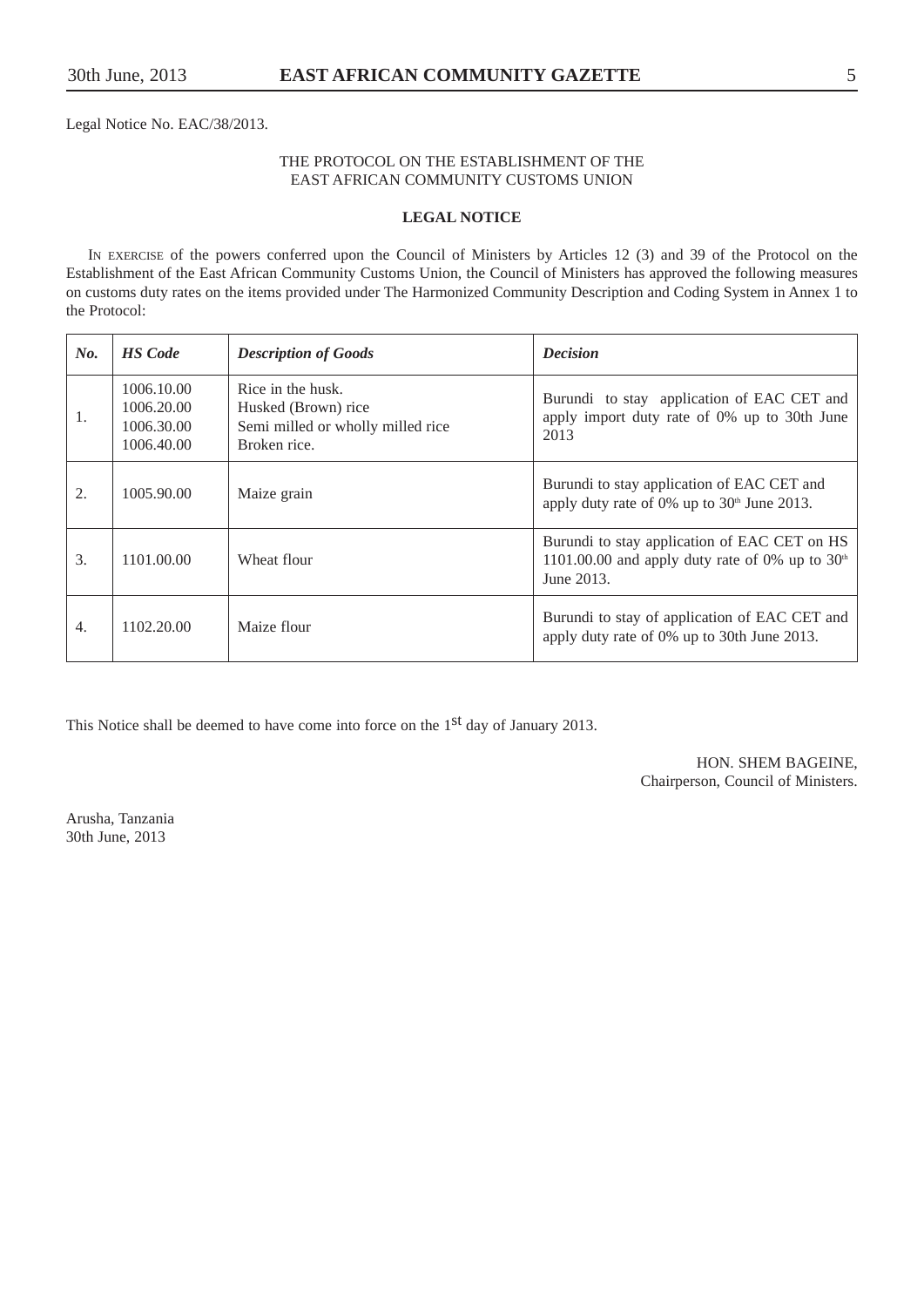Legal Notice No. EAC/38/2013.

THE PROTOCOL ON THE ESTABLISHMENT OF THE EAST AFRICAN COMMUNITY CUSTOMS UNION

**LEGAL NOTICE**

IN EXERCISE of the powers conferred upon the Council of Ministers by Articles 12 (3) and 39 of the Protocol on the Establishment of the East African Community Customs Union, the Council of Ministers has approved the following measures on customs duty rates on the items provided under The Harmonized Community Description and Coding System in Annex 1 to the Protocol:

| *No.* | *HS Code* | *Description of Goods* | *Decision* |
|---|---|---|---|
| 1. | 1006.10.00<br>1006.20.00<br>1006.30.00<br>1006.40.00 | Rice in the husk.<br>Husked (Brown) rice<br>Semi milled or wholly milled rice<br>Broken rice. | Burundi to stay application of EAC CET and apply import duty rate of 0% up to 30th June 2013 |
| 2. | 1005.90.00 | Maize grain | Burundi to stay application of EAC CET and apply duty rate of 0% up to 30th June 2013. |
| 3. | 1101.00.00 | Wheat flour | Burundi to stay application of EAC CET on HS 1101.00.00 and apply duty rate of 0% up to 30th June 2013. |
| 4. | 1102.20.00 | Maize flour | Burundi to stay of application of EAC CET and apply duty rate of 0% up to 30th June 2013. |

This Notice shall be deemed to have come into force on the 1st day of January 2013.

HON. SHEM BAGEINE,
Chairperson, Council of Ministers.

Arusha, Tanzania
30th June, 2013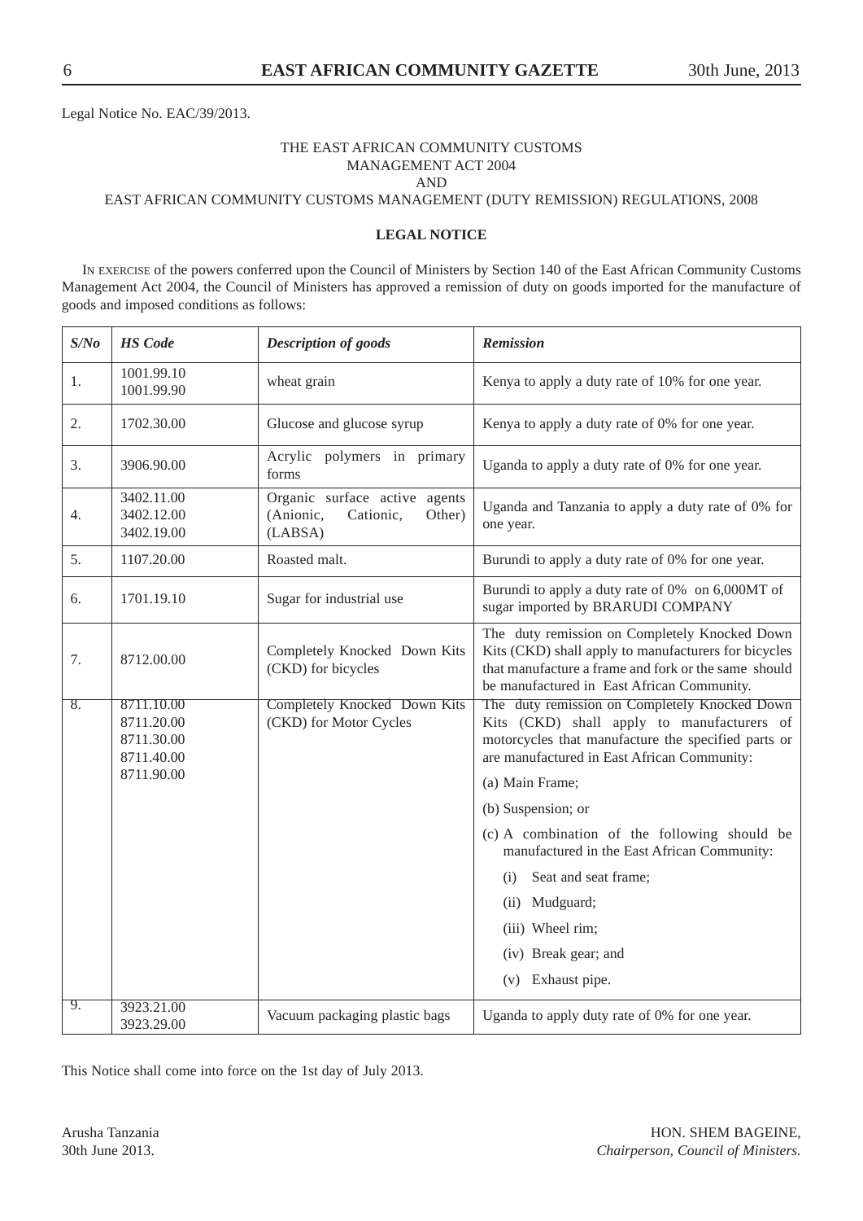Legal Notice No. EAC/39/2013.

THE EAST AFRICAN COMMUNITY CUSTOMS MANAGEMENT ACT 2004
AND
EAST AFRICAN COMMUNITY CUSTOMS MANAGEMENT (DUTY REMISSION) REGULATIONS, 2008

**LEGAL NOTICE**

IN EXERCISE of the powers conferred upon the Council of Ministers by Section 140 of the East African Community Customs Management Act 2004, the Council of Ministers has approved a remission of duty on goods imported for the manufacture of goods and imposed conditions as follows:

| *S/No* | *HS Code* | *Description of goods* | *Remission* |
|---|---|---|---|
| 1. | 1001.99.10<br>1001.99.90 | wheat grain | Kenya to apply a duty rate of 10% for one year. |
| 2. | 1702.30.00 | Glucose and glucose syrup | Kenya to apply a duty rate of 0% for one year. |
| 3. | 3906.90.00 | Acrylic polymers in primary forms | Uganda to apply a duty rate of 0% for one year. |
| 4. | 3402.11.00<br>3402.12.00<br>3402.19.00 | Organic surface active agents (Anionic, Cationic, Other) (LABSA) | Uganda and Tanzania to apply a duty rate of 0% for one year. |
| 5. | 1107.20.00 | Roasted malt. | Burundi to apply a duty rate of 0% for one year. |
| 6. | 1701.19.10 | Sugar for industrial use | Burundi to apply a duty rate of 0% on 6,000MT of sugar imported by BRARUDI COMPANY |
| 7. | 8712.00.00 | Completely Knocked Down Kits (CKD) for bicycles | The duty remission on Completely Knocked Down Kits (CKD) shall apply to manufacturers for bicycles that manufacture a frame and fork or the same should be manufactured in East African Community. |
| 8. | 8711.10.00<br>8711.20.00<br>8711.30.00<br>8711.40.00<br>8711.90.00 | Completely Knocked Down Kits (CKD) for Motor Cycles | The duty remission on Completely Knocked Down Kits (CKD) shall apply to manufacturers of motorcycles that manufacture the specified parts or are manufactured in East African Community:<br>(a) Main Frame;<br>(b) Suspension; or<br>(c) A combination of the following should be manufactured in the East African Community:<br>(i) Seat and seat frame;<br>(ii) Mudguard;<br>(iii) Wheel rim;<br>(iv) Break gear; and<br>(v) Exhaust pipe. |
| 9. | 3923.21.00<br>3923.29.00 | Vacuum packaging plastic bags | Uganda to apply duty rate of 0% for one year. |

This Notice shall come into force on the 1st day of July 2013.

Arusha Tanzania
30th June 2013.

HON. SHEM BAGEINE,
*Chairperson, Council of Ministers.*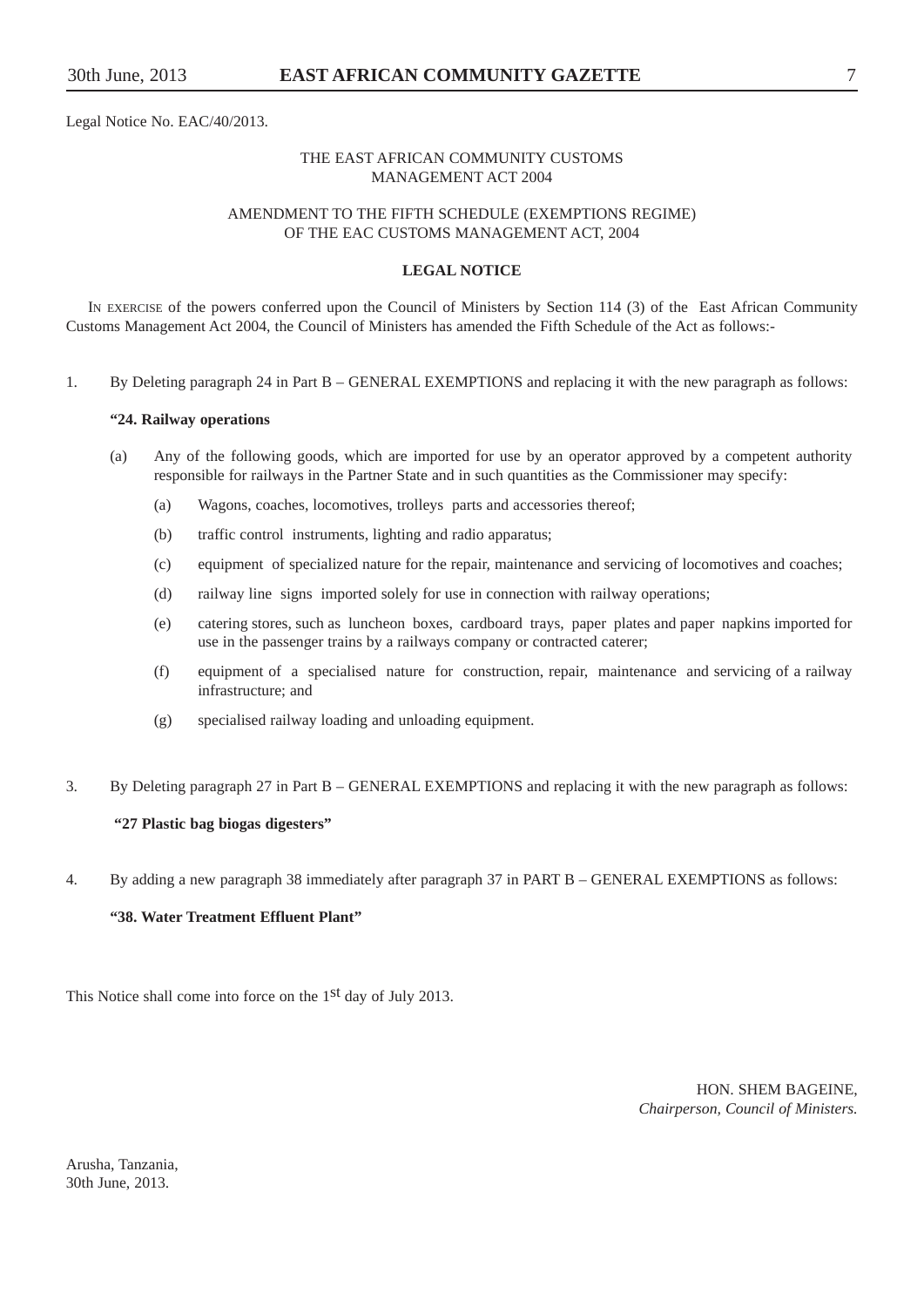Legal Notice No. EAC/40/2013.

THE EAST AFRICAN COMMUNITY CUSTOMS MANAGEMENT ACT 2004

AMENDMENT TO THE FIFTH SCHEDULE (EXEMPTIONS REGIME) OF THE EAC CUSTOMS MANAGEMENT ACT, 2004

**LEGAL NOTICE**

IN EXERCISE of the powers conferred upon the Council of Ministers by Section 114 (3) of the East African Community Customs Management Act 2004, the Council of Ministers has amended the Fifth Schedule of the Act as follows:-

1. By Deleting paragraph 24 in Part B – GENERAL EXEMPTIONS and replacing it with the new paragraph as follows:

   **"24. Railway operations**

   (a) Any of the following goods, which are imported for use by an operator approved by a competent authority responsible for railways in the Partner State and in such quantities as the Commissioner may specify:

   (a) Wagons, coaches, locomotives, trolleys parts and accessories thereof;

   (b) traffic control instruments, lighting and radio apparatus;

   (c) equipment of specialized nature for the repair, maintenance and servicing of locomotives and coaches;

   (d) railway line signs imported solely for use in connection with railway operations;

   (e) catering stores, such as luncheon boxes, cardboard trays, paper plates and paper napkins imported for use in the passenger trains by a railways company or contracted caterer;

   (f) equipment of a specialised nature for construction, repair, maintenance and servicing of a railway infrastructure; and

   (g) specialised railway loading and unloading equipment.

3. By Deleting paragraph 27 in Part B – GENERAL EXEMPTIONS and replacing it with the new paragraph as follows:

   **"27 Plastic bag biogas digesters"**

4. By adding a new paragraph 38 immediately after paragraph 37 in PART B – GENERAL EXEMPTIONS as follows:

   **"38. Water Treatment Effluent Plant"**

This Notice shall come into force on the 1st day of July 2013.

HON. SHEM BAGEINE,
*Chairperson, Council of Ministers.*

Arusha, Tanzania,
30th June, 2013.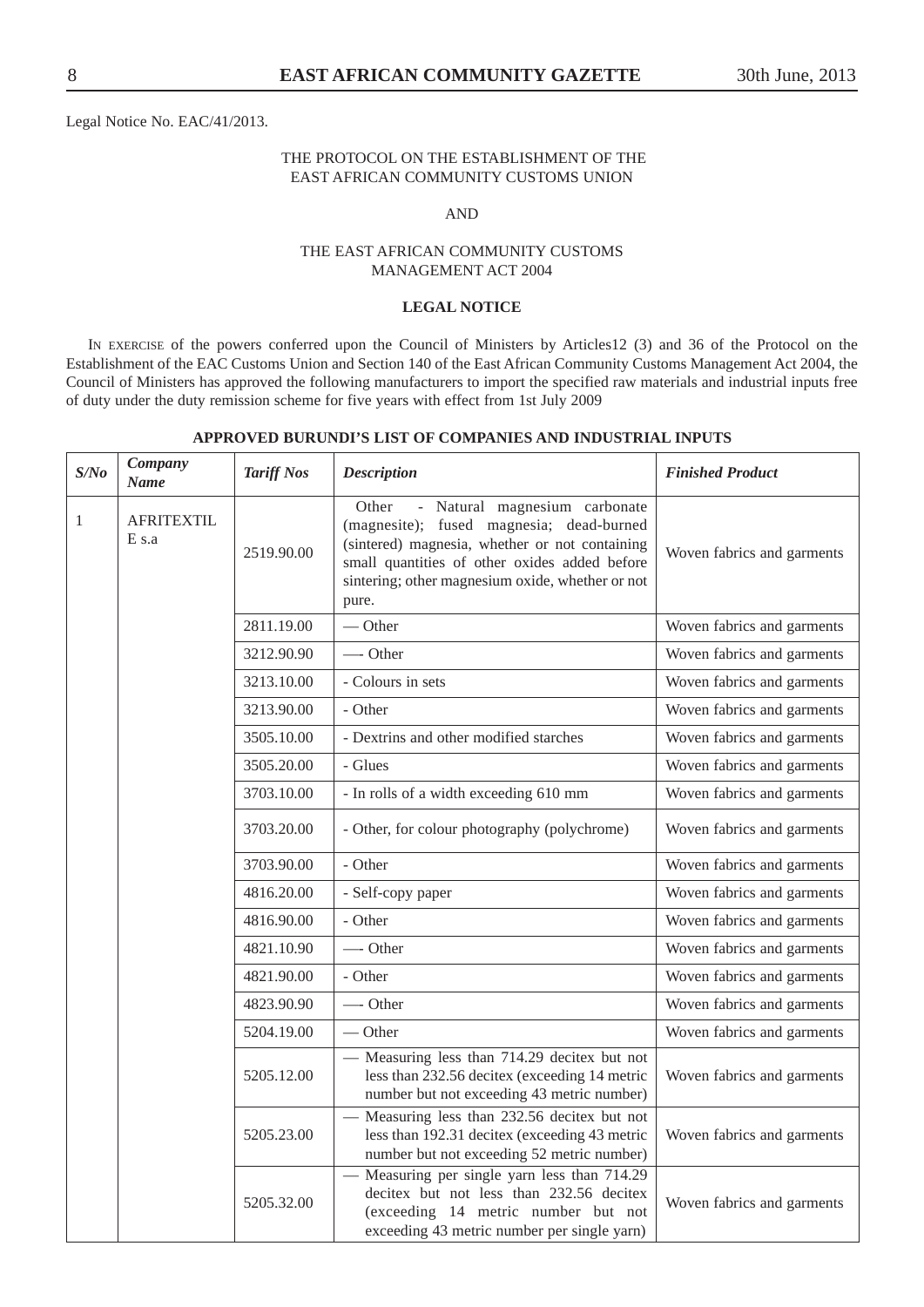Legal Notice No. EAC/41/2013.

THE PROTOCOL ON THE ESTABLISHMENT OF THE EAST AFRICAN COMMUNITY CUSTOMS UNION

AND

THE EAST AFRICAN COMMUNITY CUSTOMS MANAGEMENT ACT 2004

**LEGAL NOTICE**

IN EXERCISE of the powers conferred upon the Council of Ministers by Articles12 (3) and 36 of the Protocol on the Establishment of the EAC Customs Union and Section 140 of the East African Community Customs Management Act 2004, the Council of Ministers has approved the following manufacturers to import the specified raw materials and industrial inputs free of duty under the duty remission scheme for five years with effect from 1st July 2009

**APPROVED BURUNDI'S LIST OF COMPANIES AND INDUSTRIAL INPUTS**

| *S/No* | *Company Name* | *Tariff Nos* | *Description* | *Finished Product* |
|---|---|---|---|---|
| 1 | AFRITEXTIL E s.a | 2519.90.00 | Other - Natural magnesium carbonate (magnesite); fused magnesia; dead-burned (sintered) magnesia, whether or not containing small quantities of other oxides added before sintering; other magnesium oxide, whether or not pure. | Woven fabrics and garments |
| | | 2811.19.00 | — Other | Woven fabrics and garments |
| | | 3212.90.90 | —- Other | Woven fabrics and garments |
| | | 3213.10.00 | - Colours in sets | Woven fabrics and garments |
| | | 3213.90.00 | - Other | Woven fabrics and garments |
| | | 3505.10.00 | - Dextrins and other modified starches | Woven fabrics and garments |
| | | 3505.20.00 | - Glues | Woven fabrics and garments |
| | | 3703.10.00 | - In rolls of a width exceeding 610 mm | Woven fabrics and garments |
| | | 3703.20.00 | - Other, for colour photography (polychrome) | Woven fabrics and garments |
| | | 3703.90.00 | - Other | Woven fabrics and garments |
| | | 4816.20.00 | - Self-copy paper | Woven fabrics and garments |
| | | 4816.90.00 | - Other | Woven fabrics and garments |
| | | 4821.10.90 | —- Other | Woven fabrics and garments |
| | | 4821.90.00 | - Other | Woven fabrics and garments |
| | | 4823.90.90 | —- Other | Woven fabrics and garments |
| | | 5204.19.00 | — Other | Woven fabrics and garments |
| | | 5205.12.00 | — Measuring less than 714.29 decitex but not less than 232.56 decitex (exceeding 14 metric number but not exceeding 43 metric number) | Woven fabrics and garments |
| | | 5205.23.00 | — Measuring less than 232.56 decitex but not less than 192.31 decitex (exceeding 43 metric number but not exceeding 52 metric number) | Woven fabrics and garments |
| | | 5205.32.00 | — Measuring per single yarn less than 714.29 decitex but not less than 232.56 decitex (exceeding 14 metric number but not exceeding 43 metric number per single yarn) | Woven fabrics and garments |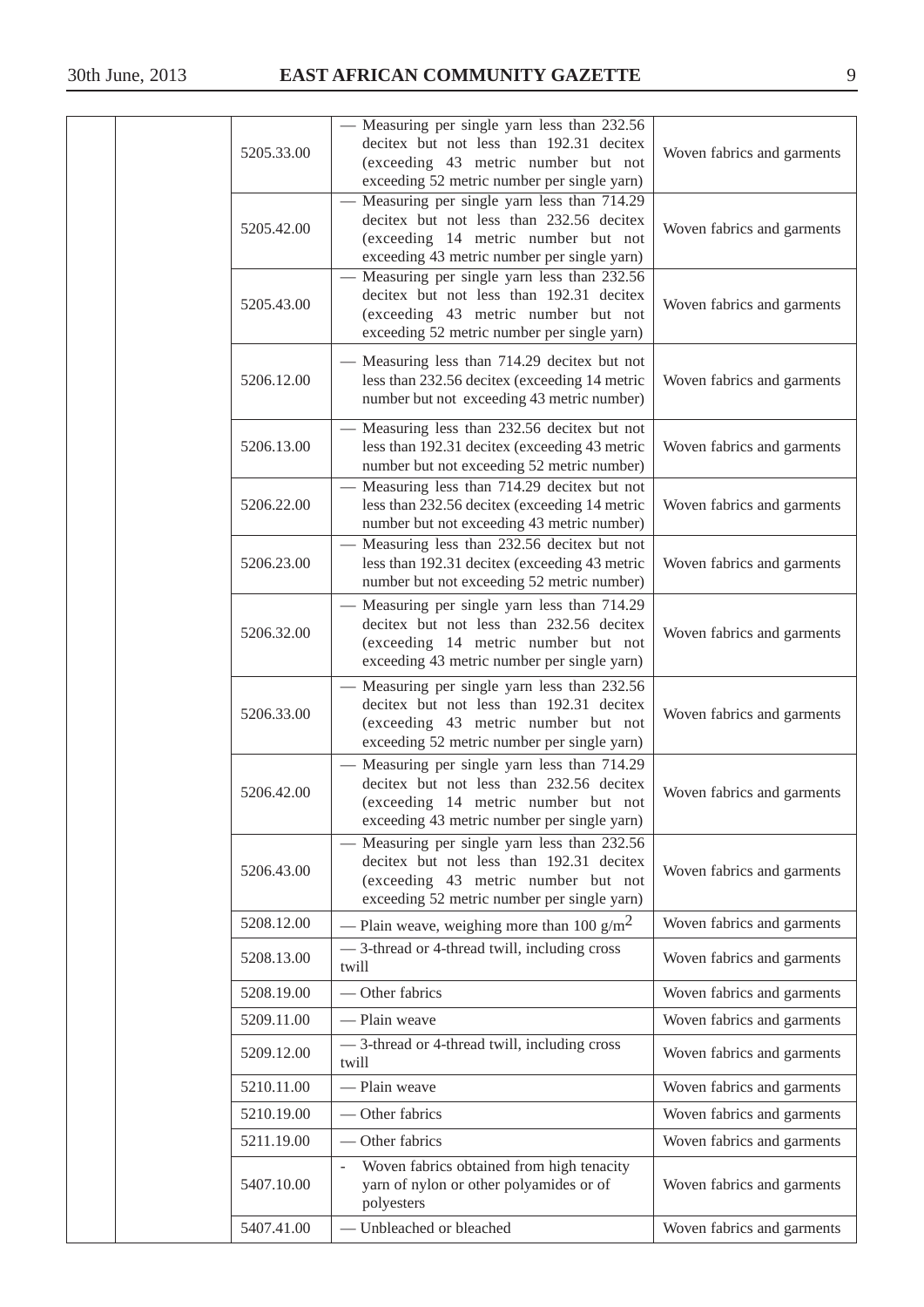| | | | | |
|---|---|---|---|---|
| | | 5205.33.00 | — Measuring per single yarn less than 232.56 decitex but not less than 192.31 decitex (exceeding 43 metric number but not exceeding 52 metric number per single yarn) | Woven fabrics and garments |
| | | 5205.42.00 | — Measuring per single yarn less than 714.29 decitex but not less than 232.56 decitex (exceeding 14 metric number but not exceeding 43 metric number per single yarn) | Woven fabrics and garments |
| | | 5205.43.00 | — Measuring per single yarn less than 232.56 decitex but not less than 192.31 decitex (exceeding 43 metric number but not exceeding 52 metric number per single yarn) | Woven fabrics and garments |
| | | 5206.12.00 | — Measuring less than 714.29 decitex but not less than 232.56 decitex (exceeding 14 metric number but not exceeding 43 metric number) | Woven fabrics and garments |
| | | 5206.13.00 | — Measuring less than 232.56 decitex but not less than 192.31 decitex (exceeding 43 metric number but not exceeding 52 metric number) | Woven fabrics and garments |
| | | 5206.22.00 | — Measuring less than 714.29 decitex but not less than 232.56 decitex (exceeding 14 metric number but not exceeding 43 metric number) | Woven fabrics and garments |
| | | 5206.23.00 | — Measuring less than 232.56 decitex but not less than 192.31 decitex (exceeding 43 metric number but not exceeding 52 metric number) | Woven fabrics and garments |
| | | 5206.32.00 | — Measuring per single yarn less than 714.29 decitex but not less than 232.56 decitex (exceeding 14 metric number but not exceeding 43 metric number per single yarn) | Woven fabrics and garments |
| | | 5206.33.00 | — Measuring per single yarn less than 232.56 decitex but not less than 192.31 decitex (exceeding 43 metric number but not exceeding 52 metric number per single yarn) | Woven fabrics and garments |
| | | 5206.42.00 | — Measuring per single yarn less than 714.29 decitex but not less than 232.56 decitex (exceeding 14 metric number but not exceeding 43 metric number per single yarn) | Woven fabrics and garments |
| | | 5206.43.00 | — Measuring per single yarn less than 232.56 decitex but not less than 192.31 decitex (exceeding 43 metric number but not exceeding 52 metric number per single yarn) | Woven fabrics and garments |
| | | 5208.12.00 | — Plain weave, weighing more than 100 g/m$^2$ | Woven fabrics and garments |
| | | 5208.13.00 | — 3-thread or 4-thread twill, including cross twill | Woven fabrics and garments |
| | | 5208.19.00 | — Other fabrics | Woven fabrics and garments |
| | | 5209.11.00 | — Plain weave | Woven fabrics and garments |
| | | 5209.12.00 | — 3-thread or 4-thread twill, including cross twill | Woven fabrics and garments |
| | | 5210.11.00 | — Plain weave | Woven fabrics and garments |
| | | 5210.19.00 | — Other fabrics | Woven fabrics and garments |
| | | 5211.19.00 | — Other fabrics | Woven fabrics and garments |
| | | 5407.10.00 | - Woven fabrics obtained from high tenacity yarn of nylon or other polyamides or of polyesters | Woven fabrics and garments |
| | | 5407.41.00 | — Unbleached or bleached | Woven fabrics and garments |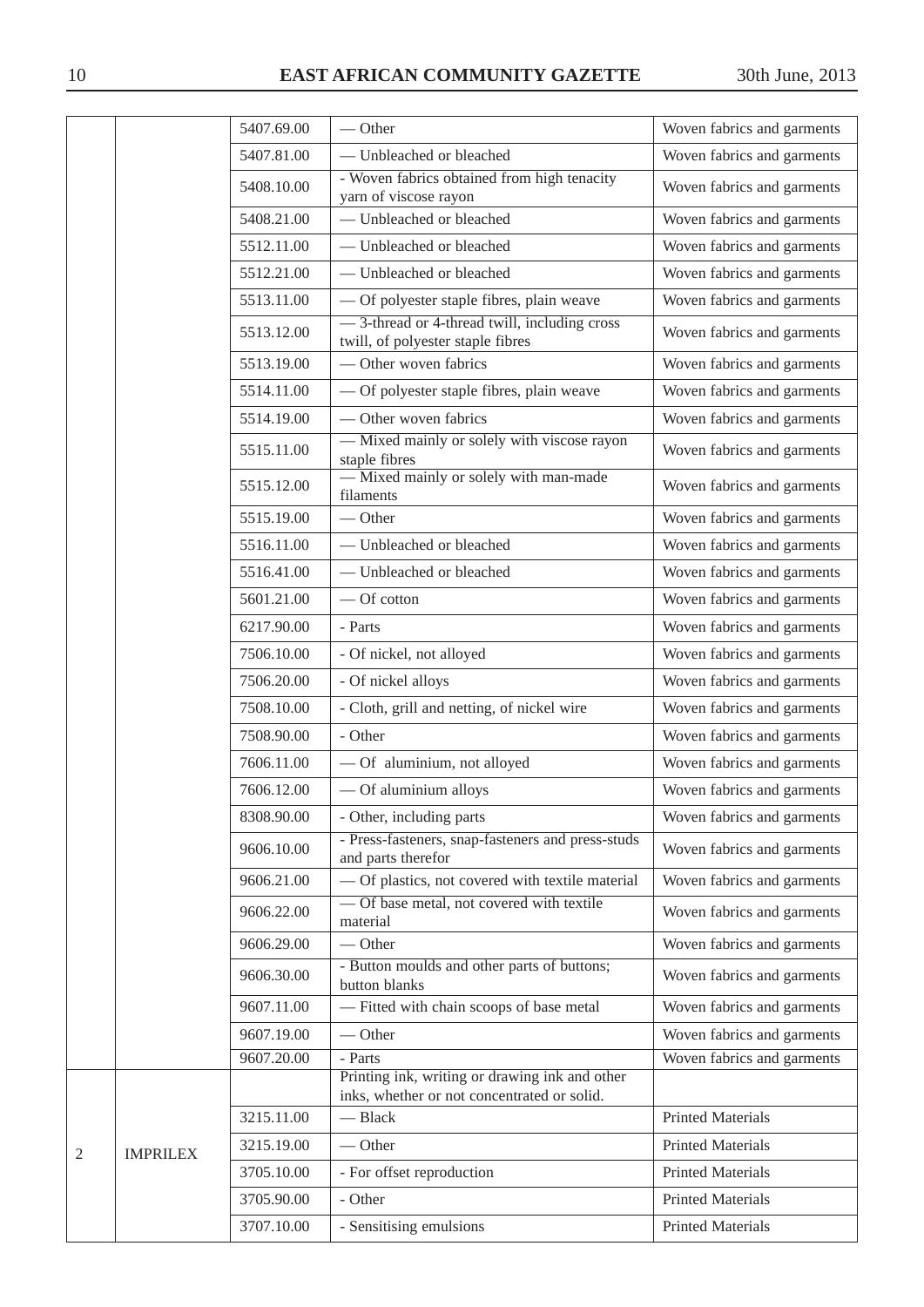| | | | | |
|---|---|---|---|---|
| | | 5407.69.00 | — Other | Woven fabrics and garments |
| | | 5407.81.00 | — Unbleached or bleached | Woven fabrics and garments |
| | | 5408.10.00 | - Woven fabrics obtained from high tenacity yarn of viscose rayon | Woven fabrics and garments |
| | | 5408.21.00 | — Unbleached or bleached | Woven fabrics and garments |
| | | 5512.11.00 | — Unbleached or bleached | Woven fabrics and garments |
| | | 5512.21.00 | — Unbleached or bleached | Woven fabrics and garments |
| | | 5513.11.00 | — Of polyester staple fibres, plain weave | Woven fabrics and garments |
| | | 5513.12.00 | — 3-thread or 4-thread twill, including cross twill, of polyester staple fibres | Woven fabrics and garments |
| | | 5513.19.00 | — Other woven fabrics | Woven fabrics and garments |
| | | 5514.11.00 | — Of polyester staple fibres, plain weave | Woven fabrics and garments |
| | | 5514.19.00 | — Other woven fabrics | Woven fabrics and garments |
| | | 5515.11.00 | — Mixed mainly or solely with viscose rayon staple fibres | Woven fabrics and garments |
| | | 5515.12.00 | — Mixed mainly or solely with man-made filaments | Woven fabrics and garments |
| | | 5515.19.00 | — Other | Woven fabrics and garments |
| | | 5516.11.00 | — Unbleached or bleached | Woven fabrics and garments |
| | | 5516.41.00 | — Unbleached or bleached | Woven fabrics and garments |
| | | 5601.21.00 | — Of cotton | Woven fabrics and garments |
| | | 6217.90.00 | - Parts | Woven fabrics and garments |
| | | 7506.10.00 | - Of nickel, not alloyed | Woven fabrics and garments |
| | | 7506.20.00 | - Of nickel alloys | Woven fabrics and garments |
| | | 7508.10.00 | - Cloth, grill and netting, of nickel wire | Woven fabrics and garments |
| | | 7508.90.00 | - Other | Woven fabrics and garments |
| | | 7606.11.00 | — Of aluminium, not alloyed | Woven fabrics and garments |
| | | 7606.12.00 | — Of aluminium alloys | Woven fabrics and garments |
| | | 8308.90.00 | - Other, including parts | Woven fabrics and garments |
| | | 9606.10.00 | - Press-fasteners, snap-fasteners and press-studs and parts therefor | Woven fabrics and garments |
| | | 9606.21.00 | — Of plastics, not covered with textile material | Woven fabrics and garments |
| | | 9606.22.00 | — Of base metal, not covered with textile material | Woven fabrics and garments |
| | | 9606.29.00 | — Other | Woven fabrics and garments |
| | | 9606.30.00 | - Button moulds and other parts of buttons; button blanks | Woven fabrics and garments |
| | | 9607.11.00 | — Fitted with chain scoops of base metal | Woven fabrics and garments |
| | | 9607.19.00 | — Other | Woven fabrics and garments |
| | | 9607.20.00 | - Parts | Woven fabrics and garments |
| 2 | IMPRILEX | | Printing ink, writing or drawing ink and other inks, whether or not concentrated or solid. | |
| | | 3215.11.00 | — Black | Printed Materials |
| | | 3215.19.00 | — Other | Printed Materials |
| | | 3705.10.00 | - For offset reproduction | Printed Materials |
| | | 3705.90.00 | - Other | Printed Materials |
| | | 3707.10.00 | - Sensitising emulsions | Printed Materials |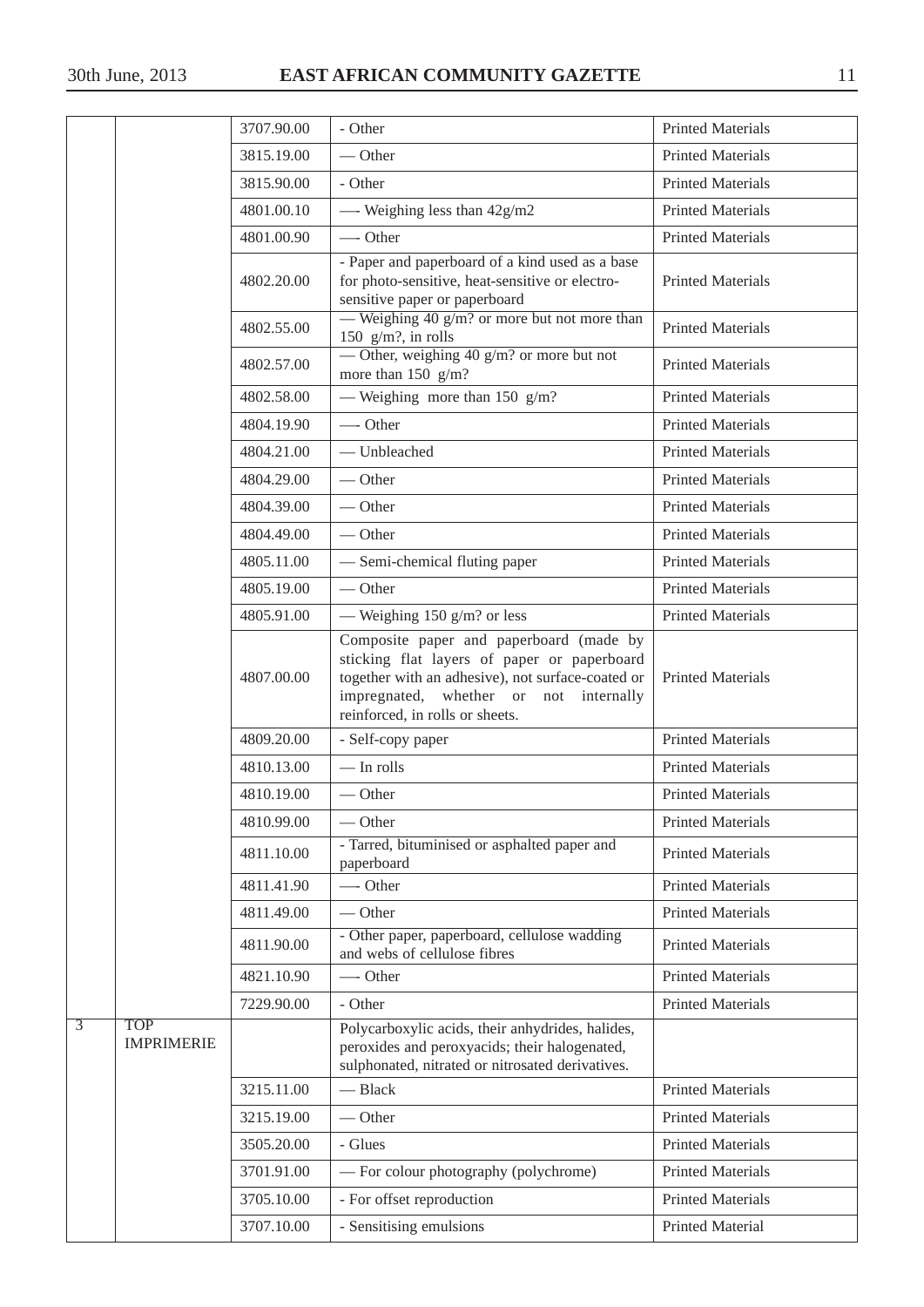| | | | | |
|---|---|---|---|---|
| | | 3707.90.00 | - Other | Printed Materials |
| | | 3815.19.00 | — Other | Printed Materials |
| | | 3815.90.00 | - Other | Printed Materials |
| | | 4801.00.10 | —- Weighing less than 42g/m2 | Printed Materials |
| | | 4801.00.90 | —- Other | Printed Materials |
| | | 4802.20.00 | - Paper and paperboard of a kind used as a base for photo-sensitive, heat-sensitive or electro-sensitive paper or paperboard | Printed Materials |
| | | 4802.55.00 | — Weighing 40 g/m? or more but not more than 150 g/m?, in rolls | Printed Materials |
| | | 4802.57.00 | — Other, weighing 40 g/m? or more but not more than 150 g/m? | Printed Materials |
| | | 4802.58.00 | — Weighing more than 150 g/m? | Printed Materials |
| | | 4804.19.90 | —- Other | Printed Materials |
| | | 4804.21.00 | — Unbleached | Printed Materials |
| | | 4804.29.00 | — Other | Printed Materials |
| | | 4804.39.00 | — Other | Printed Materials |
| | | 4804.49.00 | — Other | Printed Materials |
| | | 4805.11.00 | — Semi-chemical fluting paper | Printed Materials |
| | | 4805.19.00 | — Other | Printed Materials |
| | | 4805.91.00 | — Weighing 150 g/m? or less | Printed Materials |
| | | 4807.00.00 | Composite paper and paperboard (made by sticking flat layers of paper or paperboard together with an adhesive), not surface-coated or impregnated, whether or not internally reinforced, in rolls or sheets. | Printed Materials |
| | | 4809.20.00 | - Self-copy paper | Printed Materials |
| | | 4810.13.00 | — In rolls | Printed Materials |
| | | 4810.19.00 | — Other | Printed Materials |
| | | 4810.99.00 | — Other | Printed Materials |
| | | 4811.10.00 | - Tarred, bituminised or asphalted paper and paperboard | Printed Materials |
| | | 4811.41.90 | —- Other | Printed Materials |
| | | 4811.49.00 | — Other | Printed Materials |
| | | 4811.90.00 | - Other paper, paperboard, cellulose wadding and webs of cellulose fibres | Printed Materials |
| | | 4821.10.90 | —- Other | Printed Materials |
| | | 7229.90.00 | - Other | Printed Materials |
| 3 | TOP IMPRIMERIE | | Polycarboxylic acids, their anhydrides, halides, peroxides and peroxyacids; their halogenated, sulphonated, nitrated or nitrosated derivatives. | |
| | | 3215.11.00 | — Black | Printed Materials |
| | | 3215.19.00 | — Other | Printed Materials |
| | | 3505.20.00 | - Glues | Printed Materials |
| | | 3701.91.00 | — For colour photography (polychrome) | Printed Materials |
| | | 3705.10.00 | - For offset reproduction | Printed Materials |
| | | 3707.10.00 | - Sensitising emulsions | Printed Material |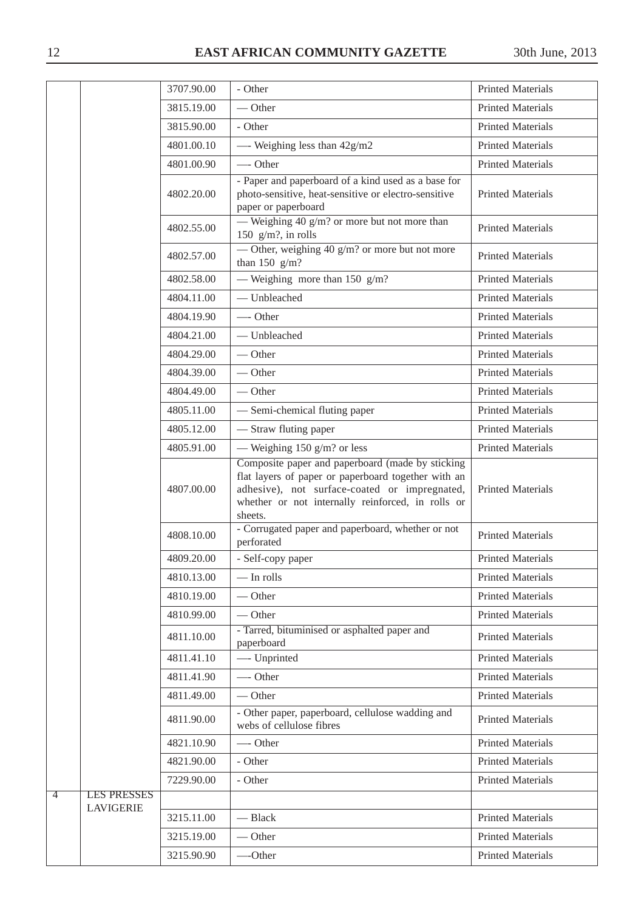|  |  |  |  |  |
|---|---|---|---|---|
|  |  | 3707.90.00 | - Other | Printed Materials |
|  |  | 3815.19.00 | — Other | Printed Materials |
|  |  | 3815.90.00 | - Other | Printed Materials |
|  |  | 4801.00.10 | —- Weighing less than 42g/m2 | Printed Materials |
|  |  | 4801.00.90 | —- Other | Printed Materials |
|  |  | 4802.20.00 | - Paper and paperboard of a kind used as a base for photo-sensitive, heat-sensitive or electro-sensitive paper or paperboard | Printed Materials |
|  |  | 4802.55.00 | — Weighing 40 g/m? or more but not more than 150 g/m?, in rolls | Printed Materials |
|  |  | 4802.57.00 | — Other, weighing 40 g/m? or more but not more than 150 g/m? | Printed Materials |
|  |  | 4802.58.00 | — Weighing more than 150 g/m? | Printed Materials |
|  |  | 4804.11.00 | — Unbleached | Printed Materials |
|  |  | 4804.19.90 | —- Other | Printed Materials |
|  |  | 4804.21.00 | — Unbleached | Printed Materials |
|  |  | 4804.29.00 | — Other | Printed Materials |
|  |  | 4804.39.00 | — Other | Printed Materials |
|  |  | 4804.49.00 | — Other | Printed Materials |
|  |  | 4805.11.00 | — Semi-chemical fluting paper | Printed Materials |
|  |  | 4805.12.00 | — Straw fluting paper | Printed Materials |
|  |  | 4805.91.00 | — Weighing 150 g/m? or less | Printed Materials |
|  |  | 4807.00.00 | Composite paper and paperboard (made by sticking flat layers of paper or paperboard together with an adhesive), not surface-coated or impregnated, whether or not internally reinforced, in rolls or sheets. | Printed Materials |
|  |  | 4808.10.00 | - Corrugated paper and paperboard, whether or not perforated | Printed Materials |
|  |  | 4809.20.00 | - Self-copy paper | Printed Materials |
|  |  | 4810.13.00 | — In rolls | Printed Materials |
|  |  | 4810.19.00 | — Other | Printed Materials |
|  |  | 4810.99.00 | — Other | Printed Materials |
|  |  | 4811.10.00 | - Tarred, bituminised or asphalted paper and paperboard | Printed Materials |
|  |  | 4811.41.10 | —- Unprinted | Printed Materials |
|  |  | 4811.41.90 | —- Other | Printed Materials |
|  |  | 4811.49.00 | — Other | Printed Materials |
|  |  | 4811.90.00 | - Other paper, paperboard, cellulose wadding and webs of cellulose fibres | Printed Materials |
|  |  | 4821.10.90 | —- Other | Printed Materials |
|  |  | 4821.90.00 | - Other | Printed Materials |
|  |  | 7229.90.00 | - Other | Printed Materials |
| 4 | LES PRESSES LAVIGERIE |  |  |  |
|  |  | 3215.11.00 | — Black | Printed Materials |
|  |  | 3215.19.00 | — Other | Printed Materials |
|  |  | 3215.90.90 | —-Other | Printed Materials |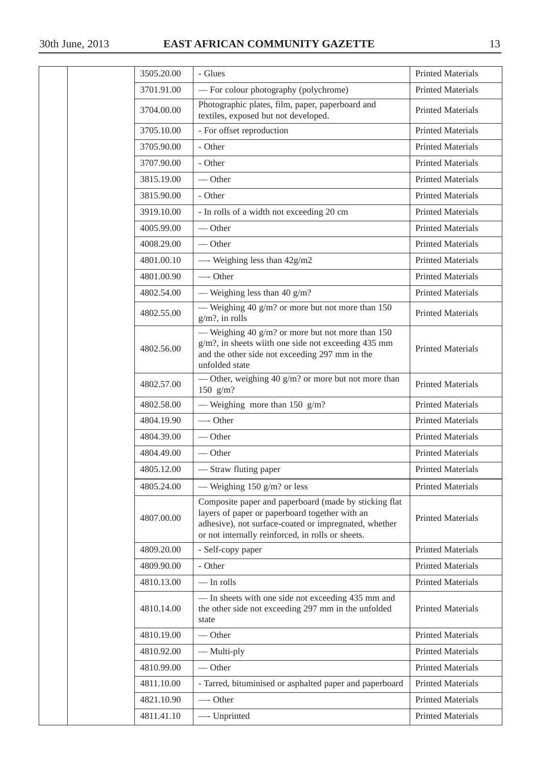| | | | | |
|---|---|---|---|---|
| | | 3505.20.00 | - Glues | Printed Materials |
| | | 3701.91.00 | — For colour photography (polychrome) | Printed Materials |
| | | 3704.00.00 | Photographic plates, film, paper, paperboard and textiles, exposed but not developed. | Printed Materials |
| | | 3705.10.00 | - For offset reproduction | Printed Materials |
| | | 3705.90.00 | - Other | Printed Materials |
| | | 3707.90.00 | - Other | Printed Materials |
| | | 3815.19.00 | — Other | Printed Materials |
| | | 3815.90.00 | - Other | Printed Materials |
| | | 3919.10.00 | - In rolls of a width not exceeding 20 cm | Printed Materials |
| | | 4005.99.00 | — Other | Printed Materials |
| | | 4008.29.00 | — Other | Printed Materials |
| | | 4801.00.10 | —- Weighing less than 42g/m2 | Printed Materials |
| | | 4801.00.90 | —- Other | Printed Materials |
| | | 4802.54.00 | — Weighing less than 40 g/m? | Printed Materials |
| | | 4802.55.00 | — Weighing 40 g/m? or more but not more than 150 g/m?, in rolls | Printed Materials |
| | | 4802.56.00 | — Weighing 40 g/m? or more but not more than 150 g/m?, in sheets wiith one side not exceeding 435 mm and the other side not exceeding 297 mm in the unfolded state | Printed Materials |
| | | 4802.57.00 | — Other, weighing 40 g/m? or more but not more than 150 g/m? | Printed Materials |
| | | 4802.58.00 | — Weighing more than 150 g/m? | Printed Materials |
| | | 4804.19.90 | —- Other | Printed Materials |
| | | 4804.39.00 | — Other | Printed Materials |
| | | 4804.49.00 | — Other | Printed Materials |
| | | 4805.12.00 | — Straw fluting paper | Printed Materials |
| | | 4805.24.00 | — Weighing 150 g/m? or less | Printed Materials |
| | | 4807.00.00 | Composite paper and paperboard (made by sticking flat layers of paper or paperboard together with an adhesive), not surface-coated or impregnated, whether or not internally reinforced, in rolls or sheets. | Printed Materials |
| | | 4809.20.00 | - Self-copy paper | Printed Materials |
| | | 4809.90.00 | - Other | Printed Materials |
| | | 4810.13.00 | — In rolls | Printed Materials |
| | | 4810.14.00 | — In sheets with one side not exceeding 435 mm and the other side not exceeding 297 mm in the unfolded state | Printed Materials |
| | | 4810.19.00 | — Other | Printed Materials |
| | | 4810.92.00 | — Multi-ply | Printed Materials |
| | | 4810.99.00 | — Other | Printed Materials |
| | | 4811.10.00 | - Tarred, bituminised or asphalted paper and paperboard | Printed Materials |
| | | 4821.10.90 | —- Other | Printed Materials |
| | | 4811.41.10 | —- Unprinted | Printed Materials |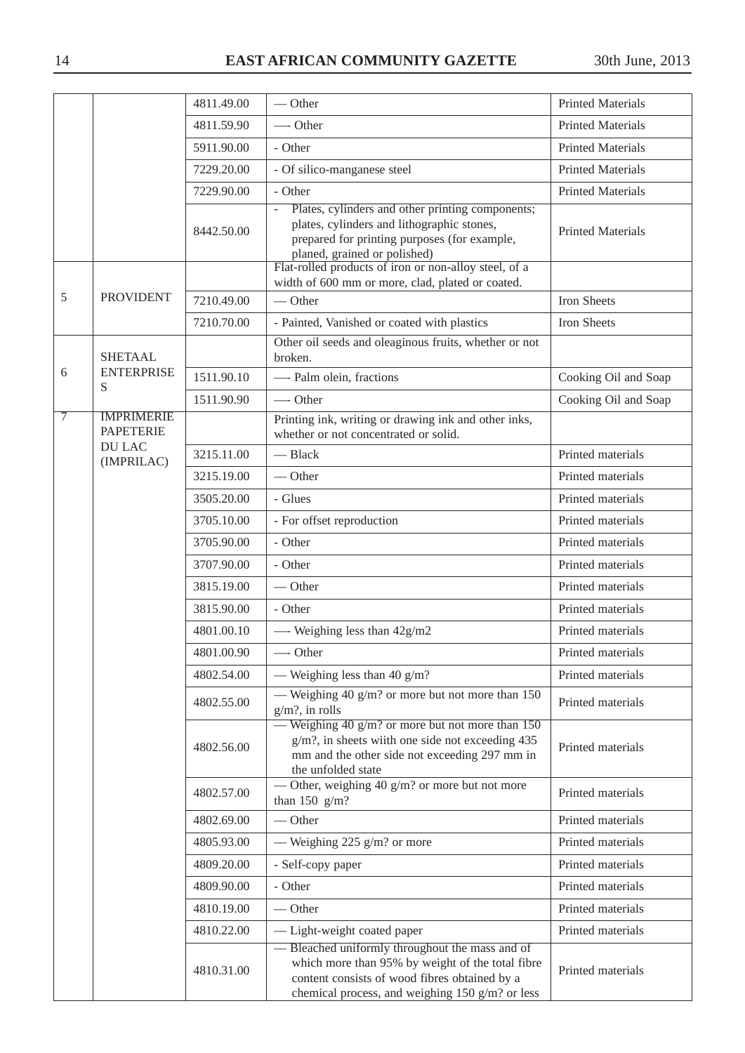| | | | | |
|---|---|---|---|---|
| | | 4811.49.00 | — Other | Printed Materials |
| | | 4811.59.90 | —- Other | Printed Materials |
| | | 5911.90.00 | - Other | Printed Materials |
| | | 7229.20.00 | - Of silico-manganese steel | Printed Materials |
| | | 7229.90.00 | - Other | Printed Materials |
| | | 8442.50.00 | - Plates, cylinders and other printing components; plates, cylinders and lithographic stones, prepared for printing purposes (for example, planed, grained or polished) | Printed Materials |
| 5 | PROVIDENT | | Flat-rolled products of iron or non-alloy steel, of a width of 600 mm or more, clad, plated or coated. | |
| | | 7210.49.00 | — Other | Iron Sheets |
| | | 7210.70.00 | - Painted, Vanished or coated with plastics | Iron Sheets |
| 6 | SHETAAL ENTERPRISES | | Other oil seeds and oleaginous fruits, whether or not broken. | |
| | | 1511.90.10 | —- Palm olein, fractions | Cooking Oil and Soap |
| | | 1511.90.90 | —- Other | Cooking Oil and Soap |
| 7 | IMPRIMERIE PAPETERIE DU LAC (IMPRILAC) | | Printing ink, writing or drawing ink and other inks, whether or not concentrated or solid. | |
| | | 3215.11.00 | — Black | Printed materials |
| | | 3215.19.00 | — Other | Printed materials |
| | | 3505.20.00 | - Glues | Printed materials |
| | | 3705.10.00 | - For offset reproduction | Printed materials |
| | | 3705.90.00 | - Other | Printed materials |
| | | 3707.90.00 | - Other | Printed materials |
| | | 3815.19.00 | — Other | Printed materials |
| | | 3815.90.00 | - Other | Printed materials |
| | | 4801.00.10 | —- Weighing less than 42g/m2 | Printed materials |
| | | 4801.00.90 | —- Other | Printed materials |
| | | 4802.54.00 | — Weighing less than 40 g/m? | Printed materials |
| | | 4802.55.00 | — Weighing 40 g/m? or more but not more than 150 g/m?, in rolls | Printed materials |
| | | 4802.56.00 | — Weighing 40 g/m? or more but not more than 150 g/m?, in sheets wiith one side not exceeding 435 mm and the other side not exceeding 297 mm in the unfolded state | Printed materials |
| | | 4802.57.00 | — Other, weighing 40 g/m? or more but not more than 150 g/m? | Printed materials |
| | | 4802.69.00 | — Other | Printed materials |
| | | 4805.93.00 | — Weighing 225 g/m? or more | Printed materials |
| | | 4809.20.00 | - Self-copy paper | Printed materials |
| | | 4809.90.00 | - Other | Printed materials |
| | | 4810.19.00 | — Other | Printed materials |
| | | 4810.22.00 | — Light-weight coated paper | Printed materials |
| | | 4810.31.00 | — Bleached uniformly throughout the mass and of which more than 95% by weight of the total fibre content consists of wood fibres obtained by a chemical process, and weighing 150 g/m? or less | Printed materials |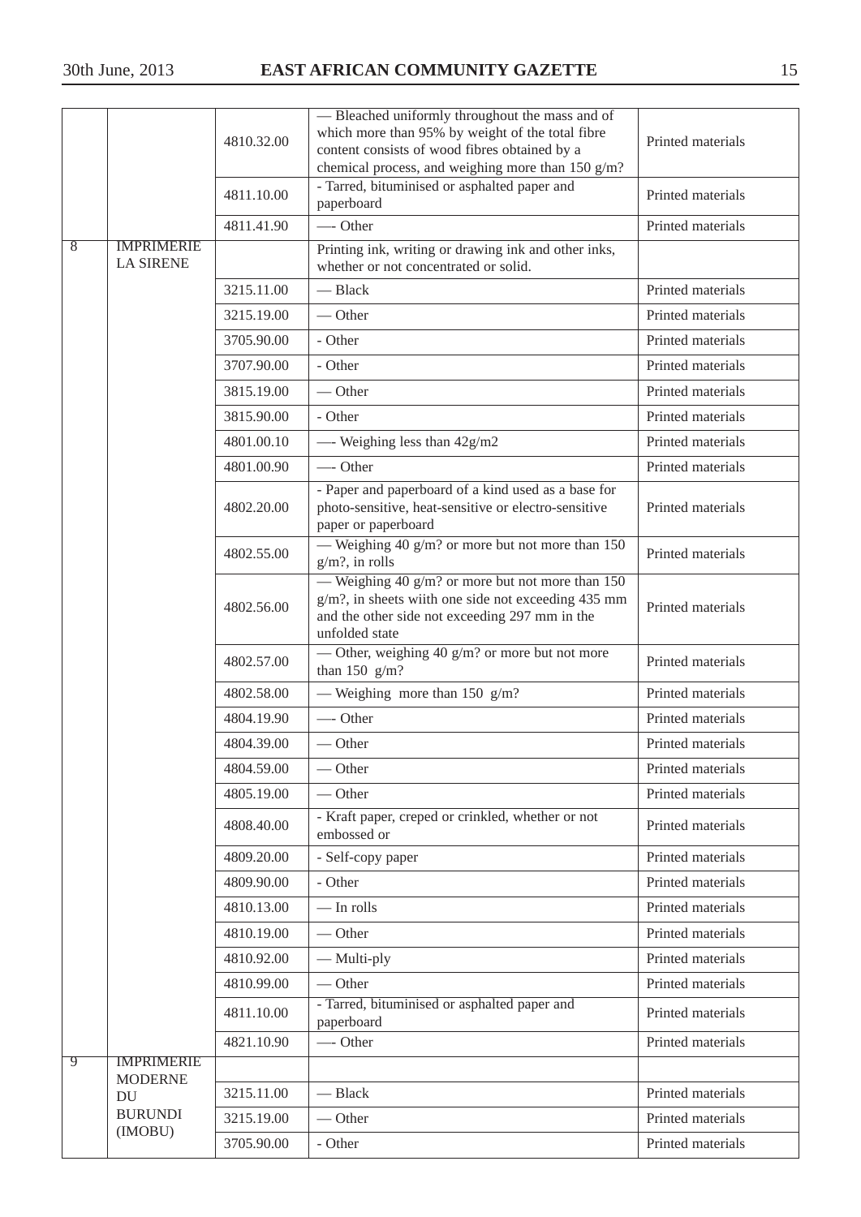| | | | | |
|---|---|---|---|---|
| | | 4810.32.00 | — Bleached uniformly throughout the mass and of which more than 95% by weight of the total fibre content consists of wood fibres obtained by a chemical process, and weighing more than 150 g/m? | Printed materials |
| | | 4811.10.00 | - Tarred, bituminised or asphalted paper and paperboard | Printed materials |
| | | 4811.41.90 | —- Other | Printed materials |
| 8 | IMPRIMERIE LA SIRENE | | Printing ink, writing or drawing ink and other inks, whether or not concentrated or solid. | |
| | | 3215.11.00 | — Black | Printed materials |
| | | 3215.19.00 | — Other | Printed materials |
| | | 3705.90.00 | - Other | Printed materials |
| | | 3707.90.00 | - Other | Printed materials |
| | | 3815.19.00 | — Other | Printed materials |
| | | 3815.90.00 | - Other | Printed materials |
| | | 4801.00.10 | —- Weighing less than 42g/m2 | Printed materials |
| | | 4801.00.90 | —- Other | Printed materials |
| | | 4802.20.00 | - Paper and paperboard of a kind used as a base for photo-sensitive, heat-sensitive or electro-sensitive paper or paperboard | Printed materials |
| | | 4802.55.00 | — Weighing 40 g/m? or more but not more than 150 g/m?, in rolls | Printed materials |
| | | 4802.56.00 | — Weighing 40 g/m? or more but not more than 150 g/m?, in sheets wiith one side not exceeding 435 mm and the other side not exceeding 297 mm in the unfolded state | Printed materials |
| | | 4802.57.00 | — Other, weighing 40 g/m? or more but not more than 150 g/m? | Printed materials |
| | | 4802.58.00 | — Weighing more than 150 g/m? | Printed materials |
| | | 4804.19.90 | —- Other | Printed materials |
| | | 4804.39.00 | — Other | Printed materials |
| | | 4804.59.00 | — Other | Printed materials |
| | | 4805.19.00 | — Other | Printed materials |
| | | 4808.40.00 | - Kraft paper, creped or crinkled, whether or not embossed or | Printed materials |
| | | 4809.20.00 | - Self-copy paper | Printed materials |
| | | 4809.90.00 | - Other | Printed materials |
| | | 4810.13.00 | — In rolls | Printed materials |
| | | 4810.19.00 | — Other | Printed materials |
| | | 4810.92.00 | — Multi-ply | Printed materials |
| | | 4810.99.00 | — Other | Printed materials |
| | | 4811.10.00 | - Tarred, bituminised or asphalted paper and paperboard | Printed materials |
| | | 4821.10.90 | —- Other | Printed materials |
| 9 | IMPRIMERIE MODERNE DU BURUNDI (IMOBU) | | | |
| | | 3215.11.00 | — Black | Printed materials |
| | | 3215.19.00 | — Other | Printed materials |
| | | 3705.90.00 | - Other | Printed materials |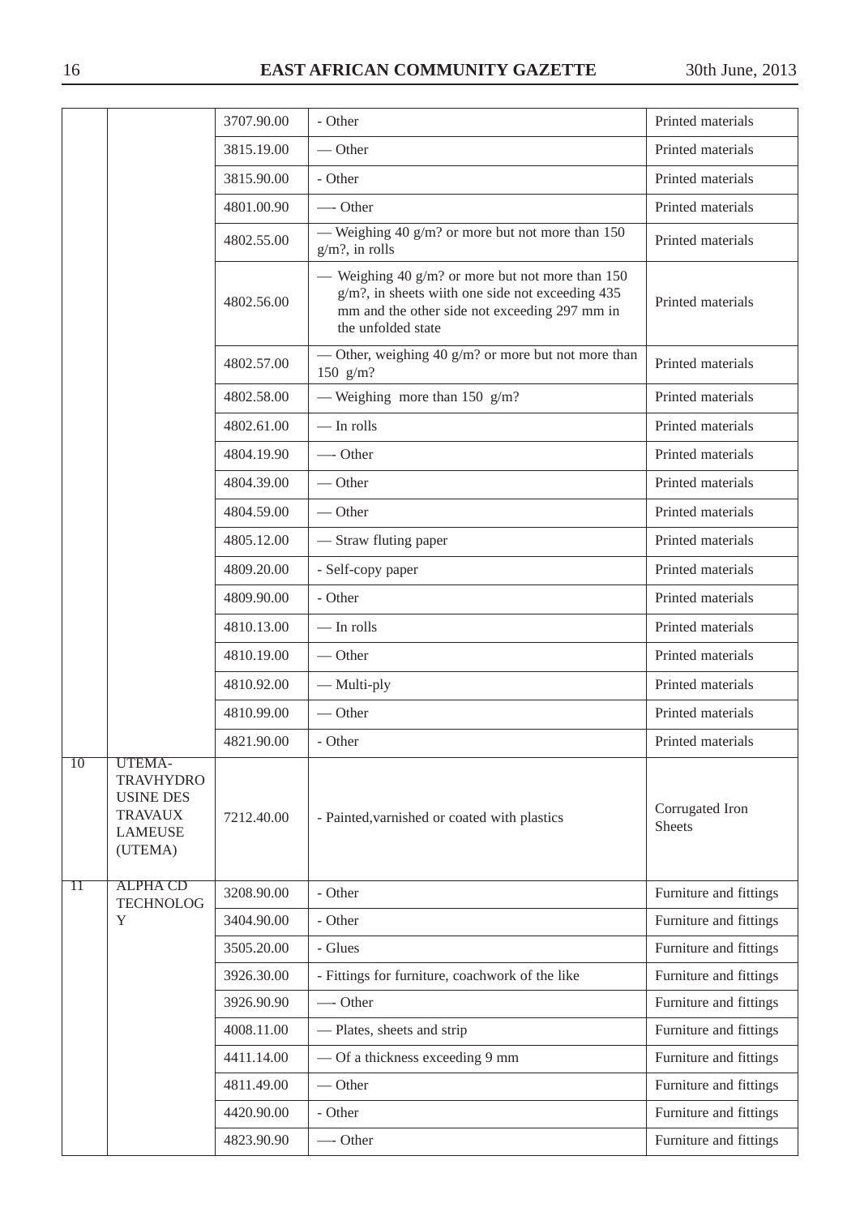| | | 3707.90.00 | - Other | Printed materials |
|---|---|---|---|---|
| | | 3815.19.00 | — Other | Printed materials |
| | | 3815.90.00 | - Other | Printed materials |
| | | 4801.00.90 | —- Other | Printed materials |
| | | 4802.55.00 | — Weighing 40 g/m? or more but not more than 150 g/m?, in rolls | Printed materials |
| | | 4802.56.00 | — Weighing 40 g/m? or more but not more than 150 g/m?, in sheets wiith one side not exceeding 435 mm and the other side not exceeding 297 mm in the unfolded state | Printed materials |
| | | 4802.57.00 | — Other, weighing 40 g/m? or more but not more than 150 g/m? | Printed materials |
| | | 4802.58.00 | — Weighing more than 150 g/m? | Printed materials |
| | | 4802.61.00 | — In rolls | Printed materials |
| | | 4804.19.90 | —- Other | Printed materials |
| | | 4804.39.00 | — Other | Printed materials |
| | | 4804.59.00 | — Other | Printed materials |
| | | 4805.12.00 | — Straw fluting paper | Printed materials |
| | | 4809.20.00 | - Self-copy paper | Printed materials |
| | | 4809.90.00 | - Other | Printed materials |
| | | 4810.13.00 | — In rolls | Printed materials |
| | | 4810.19.00 | — Other | Printed materials |
| | | 4810.92.00 | — Multi-ply | Printed materials |
| | | 4810.99.00 | — Other | Printed materials |
| | | 4821.90.00 | - Other | Printed materials |
| 10 | UTEMA-TRAVHYDRO USINE DES TRAVAUX LAMEUSE (UTEMA) | 7212.40.00 | - Painted,varnished or coated with plastics | Corrugated Iron Sheets |
| 11 | ALPHA CD TECHNOLOGY | 3208.90.00 | - Other | Furniture and fittings |
| | | 3404.90.00 | - Other | Furniture and fittings |
| | | 3505.20.00 | - Glues | Furniture and fittings |
| | | 3926.30.00 | - Fittings for furniture, coachwork of the like | Furniture and fittings |
| | | 3926.90.90 | —- Other | Furniture and fittings |
| | | 4008.11.00 | — Plates, sheets and strip | Furniture and fittings |
| | | 4411.14.00 | — Of a thickness exceeding 9 mm | Furniture and fittings |
| | | 4811.49.00 | — Other | Furniture and fittings |
| | | 4420.90.00 | - Other | Furniture and fittings |
| | | 4823.90.90 | —- Other | Furniture and fittings |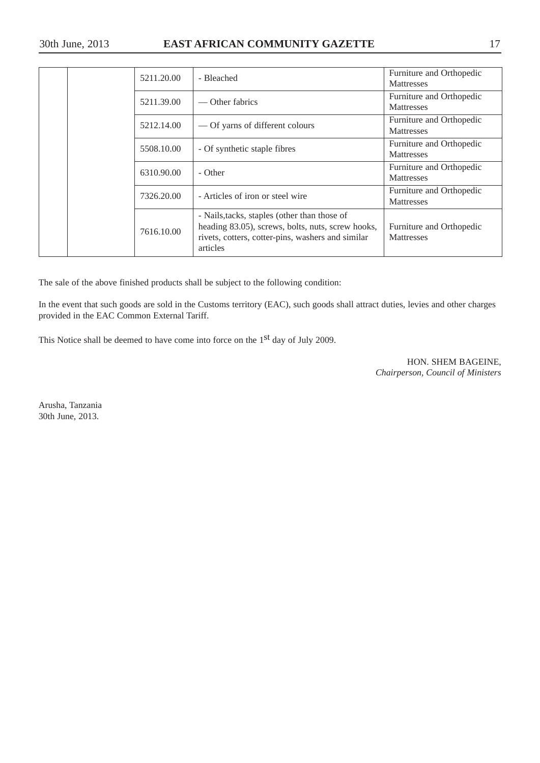|  |  | 5211.20.00 | - Bleached | Furniture and Orthopedic Mattresses |
|---|---|---|---|---|
|  |  | 5211.39.00 | — Other fabrics | Furniture and Orthopedic Mattresses |
|  |  | 5212.14.00 | — Of yarns of different colours | Furniture and Orthopedic Mattresses |
|  |  | 5508.10.00 | - Of synthetic staple fibres | Furniture and Orthopedic Mattresses |
|  |  | 6310.90.00 | - Other | Furniture and Orthopedic Mattresses |
|  |  | 7326.20.00 | - Articles of iron or steel wire | Furniture and Orthopedic Mattresses |
|  |  | 7616.10.00 | - Nails,tacks, staples (other than those of heading 83.05), screws, bolts, nuts, screw hooks, rivets, cotters, cotter-pins, washers and similar articles | Furniture and Orthopedic Mattresses |

The sale of the above finished products shall be subject to the following condition:

In the event that such goods are sold in the Customs territory (EAC), such goods shall attract duties, levies and other charges provided in the EAC Common External Tariff.

This Notice shall be deemed to have come into force on the 1st day of July 2009.

HON. SHEM BAGEINE,
*Chairperson, Council of Ministers*

Arusha, Tanzania
30th June, 2013.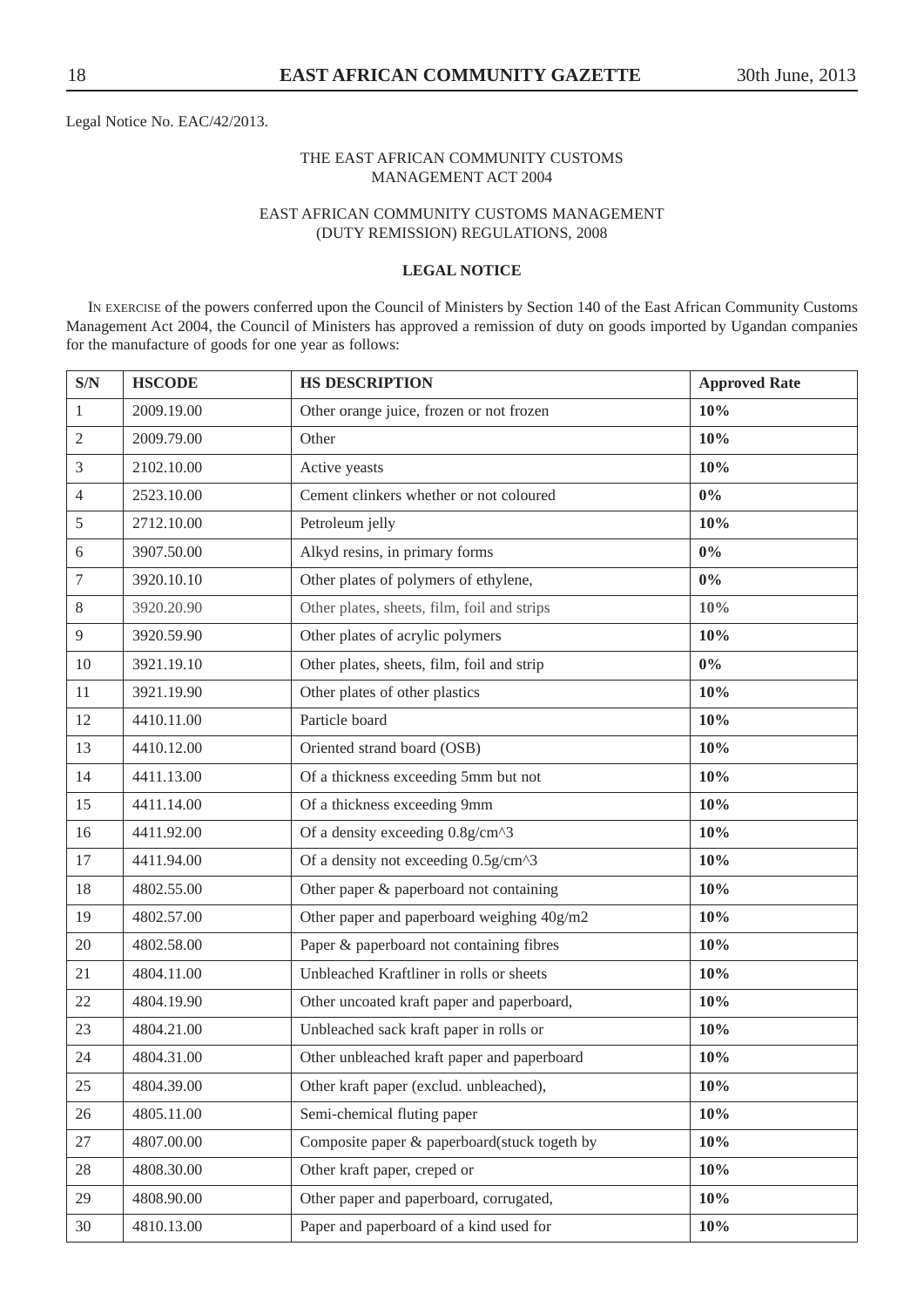Legal Notice No. EAC/42/2013.

THE EAST AFRICAN COMMUNITY CUSTOMS MANAGEMENT ACT 2004

EAST AFRICAN COMMUNITY CUSTOMS MANAGEMENT (DUTY REMISSION) REGULATIONS, 2008

**LEGAL NOTICE**

IN EXERCISE of the powers conferred upon the Council of Ministers by Section 140 of the East African Community Customs Management Act 2004, the Council of Ministers has approved a remission of duty on goods imported by Ugandan companies for the manufacture of goods for one year as follows:

| S/N | HSCODE | HS DESCRIPTION | Approved Rate |
|---|---|---|---|
| 1 | 2009.19.00 | Other orange juice, frozen or not frozen | **10%** |
| 2 | 2009.79.00 | Other | **10%** |
| 3 | 2102.10.00 | Active yeasts | **10%** |
| 4 | 2523.10.00 | Cement clinkers whether or not coloured | **0%** |
| 5 | 2712.10.00 | Petroleum jelly | **10%** |
| 6 | 3907.50.00 | Alkyd resins, in primary forms | **0%** |
| 7 | 3920.10.10 | Other plates of polymers of ethylene, | **0%** |
| 8 | 3920.20.90 | Other plates, sheets, film, foil and strips | **10%** |
| 9 | 3920.59.90 | Other plates of acrylic polymers | **10%** |
| 10 | 3921.19.10 | Other plates, sheets, film, foil and strip | **0%** |
| 11 | 3921.19.90 | Other plates of other plastics | **10%** |
| 12 | 4410.11.00 | Particle board | **10%** |
| 13 | 4410.12.00 | Oriented strand board (OSB) | **10%** |
| 14 | 4411.13.00 | Of a thickness exceeding 5mm but not | **10%** |
| 15 | 4411.14.00 | Of a thickness exceeding 9mm | **10%** |
| 16 | 4411.92.00 | Of a density exceeding 0.8g/cm^3 | **10%** |
| 17 | 4411.94.00 | Of a density not exceeding 0.5g/cm^3 | **10%** |
| 18 | 4802.55.00 | Other paper & paperboard not containing | **10%** |
| 19 | 4802.57.00 | Other paper and paperboard weighing 40g/m2 | **10%** |
| 20 | 4802.58.00 | Paper & paperboard not containing fibres | **10%** |
| 21 | 4804.11.00 | Unbleached Kraftliner in rolls or sheets | **10%** |
| 22 | 4804.19.90 | Other uncoated kraft paper and paperboard, | **10%** |
| 23 | 4804.21.00 | Unbleached sack kraft paper in rolls or | **10%** |
| 24 | 4804.31.00 | Other unbleached kraft paper and paperboard | **10%** |
| 25 | 4804.39.00 | Other kraft paper (exclud. unbleached), | **10%** |
| 26 | 4805.11.00 | Semi-chemical fluting paper | **10%** |
| 27 | 4807.00.00 | Composite paper & paperboard(stuck togeth by | **10%** |
| 28 | 4808.30.00 | Other kraft paper, creped or | **10%** |
| 29 | 4808.90.00 | Other paper and paperboard, corrugated, | **10%** |
| 30 | 4810.13.00 | Paper and paperboard of a kind used for | **10%** |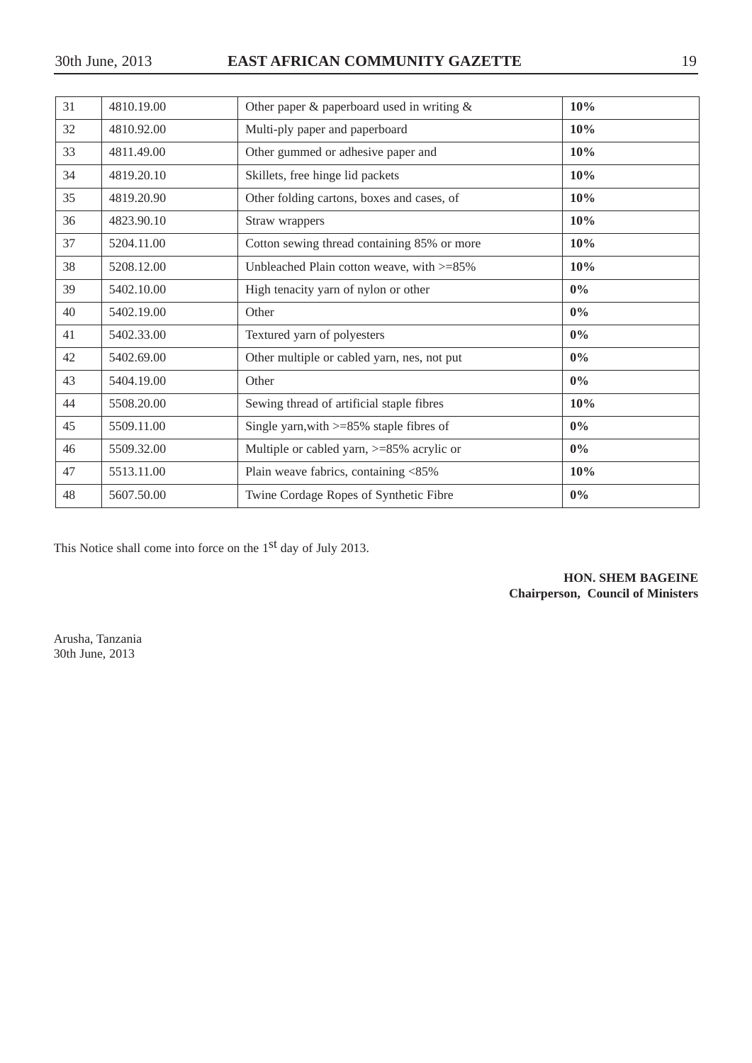| 31 | 4810.19.00 | Other paper & paperboard used in writing & | **10%** |
|---|---|---|---|
| 32 | 4810.92.00 | Multi-ply paper and paperboard | **10%** |
| 33 | 4811.49.00 | Other gummed or adhesive paper and | **10%** |
| 34 | 4819.20.10 | Skillets, free hinge lid packets | **10%** |
| 35 | 4819.20.90 | Other folding cartons, boxes and cases, of | **10%** |
| 36 | 4823.90.10 | Straw wrappers | **10%** |
| 37 | 5204.11.00 | Cotton sewing thread containing 85% or more | **10%** |
| 38 | 5208.12.00 | Unbleached Plain cotton weave, with >=85% | **10%** |
| 39 | 5402.10.00 | High tenacity yarn of nylon or other | **0%** |
| 40 | 5402.19.00 | Other | **0%** |
| 41 | 5402.33.00 | Textured yarn of polyesters | **0%** |
| 42 | 5402.69.00 | Other multiple or cabled yarn, nes, not put | **0%** |
| 43 | 5404.19.00 | Other | **0%** |
| 44 | 5508.20.00 | Sewing thread of artificial staple fibres | **10%** |
| 45 | 5509.11.00 | Single yarn,with >=85% staple fibres of | **0%** |
| 46 | 5509.32.00 | Multiple or cabled yarn, >=85% acrylic or | **0%** |
| 47 | 5513.11.00 | Plain weave fabrics, containing <85% | **10%** |
| 48 | 5607.50.00 | Twine Cordage Ropes of Synthetic Fibre | **0%** |

This Notice shall come into force on the 1st day of July 2013.

**HON. SHEM BAGEINE**
**Chairperson, Council of Ministers**

Arusha, Tanzania
30th June, 2013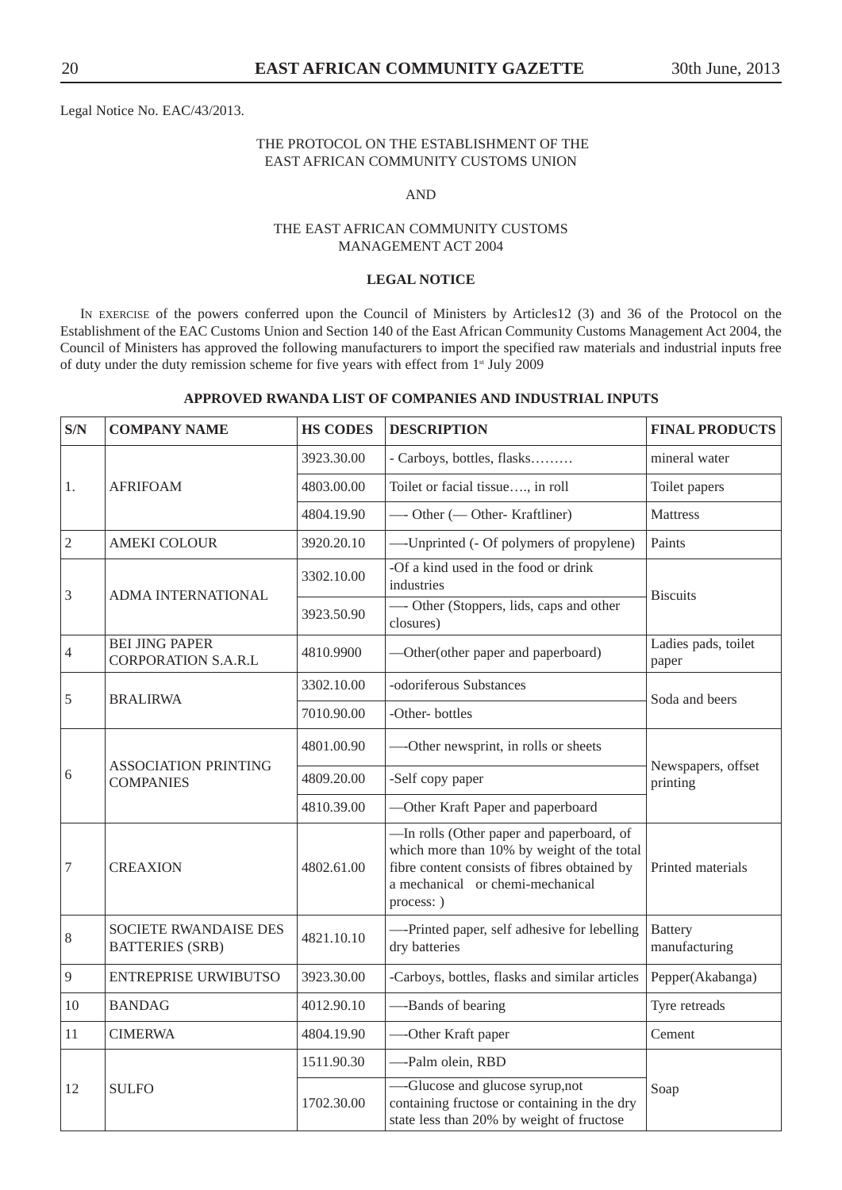Legal Notice No. EAC/43/2013.

THE PROTOCOL ON THE ESTABLISHMENT OF THE EAST AFRICAN COMMUNITY CUSTOMS UNION

AND

THE EAST AFRICAN COMMUNITY CUSTOMS MANAGEMENT ACT 2004

**LEGAL NOTICE**

IN EXERCISE of the powers conferred upon the Council of Ministers by Articles12 (3) and 36 of the Protocol on the Establishment of the EAC Customs Union and Section 140 of the East African Community Customs Management Act 2004, the Council of Ministers has approved the following manufacturers to import the specified raw materials and industrial inputs free of duty under the duty remission scheme for five years with effect from 1st July 2009

**APPROVED RWANDA LIST OF COMPANIES AND INDUSTRIAL INPUTS**

| S/N | COMPANY NAME | HS CODES | DESCRIPTION | FINAL PRODUCTS |
|---|---|---|---|---|
| 1. | AFRIFOAM | 3923.30.00 | - Carboys, bottles, flasks……… | mineral water |
| | | 4803.00.00 | Toilet or facial tissue…., in roll | Toilet papers |
| | | 4804.19.90 | —- Other (— Other- Kraftliner) | Mattress |
| 2 | AMEKI COLOUR | 3920.20.10 | —-Unprinted (- Of polymers of propylene) | Paints |
| 3 | ADMA INTERNATIONAL | 3302.10.00 | -Of a kind used in the food or drink industries | Biscuits |
| | | 3923.50.90 | —- Other (Stoppers, lids, caps and other closures) | |
| 4 | BEI JING PAPER CORPORATION S.A.R.L | 4810.9900 | —Other(other paper and paperboard) | Ladies pads, toilet paper |
| 5 | BRALIRWA | 3302.10.00 | -odoriferous Substances | Soda and beers |
| | | 7010.90.00 | -Other- bottles | |
| 6 | ASSOCIATION PRINTING COMPANIES | 4801.00.90 | —-Other newsprint, in rolls or sheets | Newspapers, offset printing |
| | | 4809.20.00 | -Self copy paper | |
| | | 4810.39.00 | —Other Kraft Paper and paperboard | |
| 7 | CREAXION | 4802.61.00 | —In rolls (Other paper and paperboard, of which more than 10% by weight of the total fibre content consists of fibres obtained by a mechanical or chemi-mechanical process: ) | Printed materials |
| 8 | SOCIETE RWANDAISE DES BATTERIES (SRB) | 4821.10.10 | —-Printed paper, self adhesive for lebelling dry batteries | Battery manufacturing |
| 9 | ENTREPRISE URWIBUTSO | 3923.30.00 | -Carboys, bottles, flasks and similar articles | Pepper(Akabanga) |
| 10 | BANDAG | 4012.90.10 | —-Bands of bearing | Tyre retreads |
| 11 | CIMERWA | 4804.19.90 | —-Other Kraft paper | Cement |
| 12 | SULFO | 1511.90.30 | —-Palm olein, RBD | Soap |
| | | 1702.30.00 | —-Glucose and glucose syrup,not containing fructose or containing in the dry state less than 20% by weight of fructose | |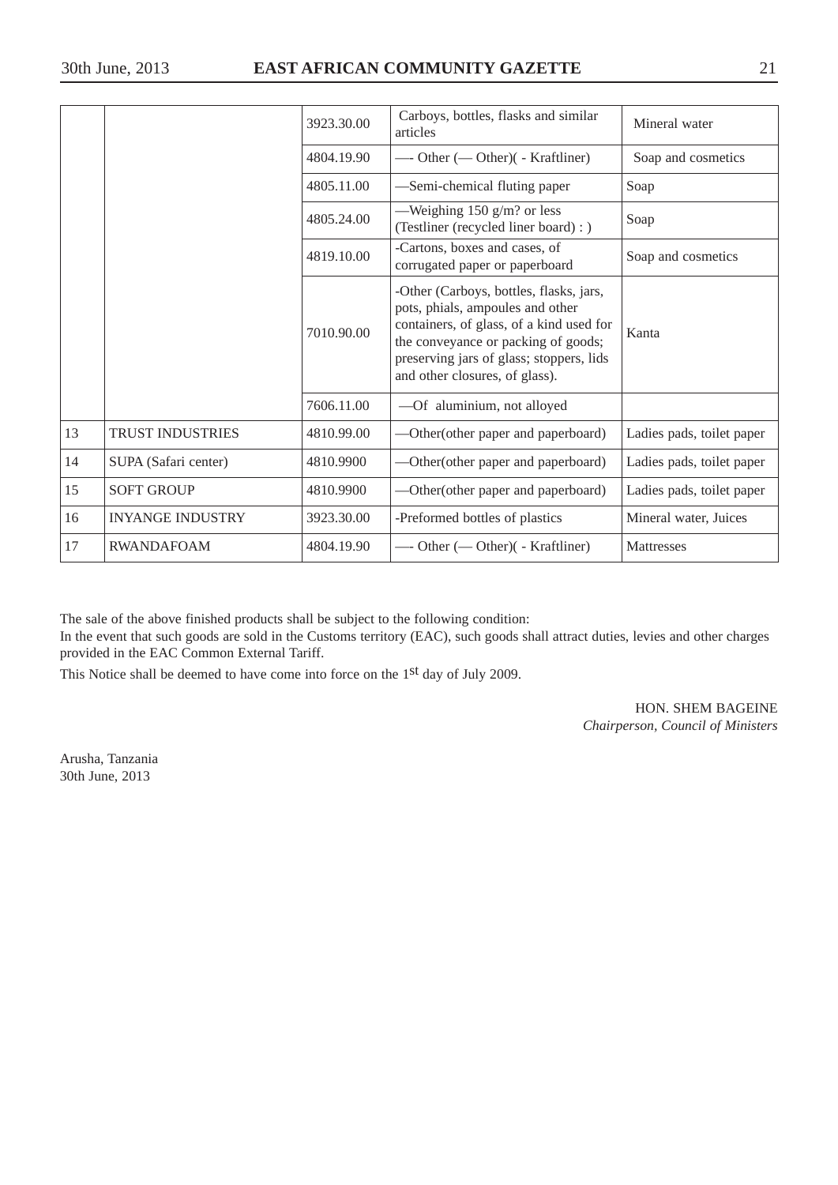| | | | | |
|---|---|---|---|---|
| | | 3923.30.00 | Carboys, bottles, flasks and similar articles | Mineral water |
| | | 4804.19.90 | —- Other (— Other)( - Kraftliner) | Soap and cosmetics |
| | | 4805.11.00 | —Semi-chemical fluting paper | Soap |
| | | 4805.24.00 | —Weighing 150 g/m? or less (Testliner (recycled liner board) : ) | Soap |
| | | 4819.10.00 | -Cartons, boxes and cases, of corrugated paper or paperboard | Soap and cosmetics |
| | | 7010.90.00 | -Other (Carboys, bottles, flasks, jars, pots, phials, ampoules and other containers, of glass, of a kind used for the conveyance or packing of goods; preserving jars of glass; stoppers, lids and other closures, of glass). | Kanta |
| | | 7606.11.00 | —Of aluminium, not alloyed | |
| 13 | TRUST INDUSTRIES | 4810.99.00 | —Other(other paper and paperboard) | Ladies pads, toilet paper |
| 14 | SUPA (Safari center) | 4810.9900 | —Other(other paper and paperboard) | Ladies pads, toilet paper |
| 15 | SOFT GROUP | 4810.9900 | —Other(other paper and paperboard) | Ladies pads, toilet paper |
| 16 | INYANGE INDUSTRY | 3923.30.00 | -Preformed bottles of plastics | Mineral water, Juices |
| 17 | RWANDAFOAM | 4804.19.90 | —- Other (— Other)( - Kraftliner) | Mattresses |

The sale of the above finished products shall be subject to the following condition:

In the event that such goods are sold in the Customs territory (EAC), such goods shall attract duties, levies and other charges provided in the EAC Common External Tariff.

This Notice shall be deemed to have come into force on the 1st day of July 2009.

HON. SHEM BAGEINE
*Chairperson, Council of Ministers*

Arusha, Tanzania
30th June, 2013